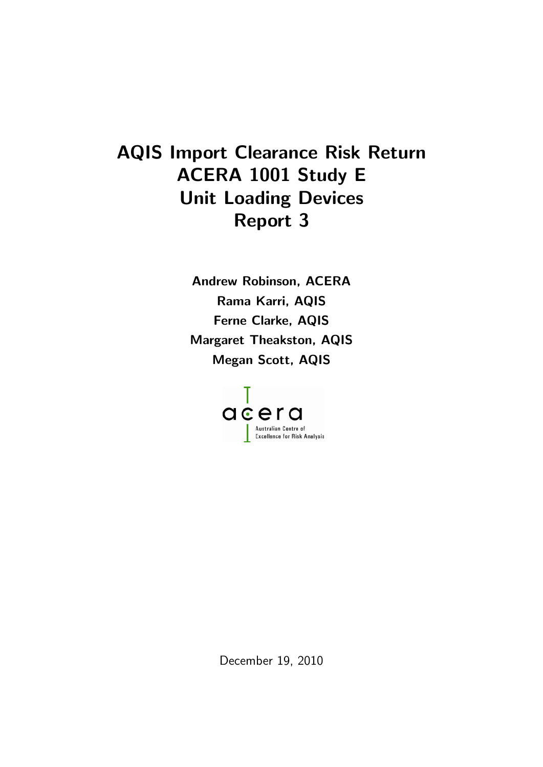# AQIS Import Clearance Risk Return
# ACERA 1001 Study E
# Unit Loading Devices
# Report 3

**Andrew Robinson, ACERA**

**Rama Karri, AQIS**

**Ferne Clarke, AQIS**

**Margaret Theakston, AQIS**

**Megan Scott, AQIS**

acera

Australian Centre of Excellence for Risk Analysis

December 19, 2010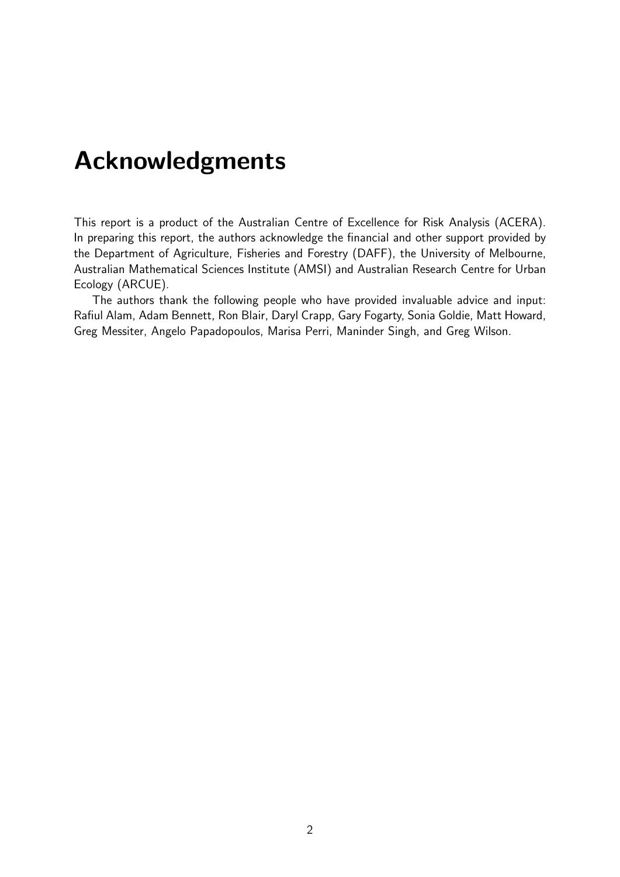# Acknowledgments

This report is a product of the Australian Centre of Excellence for Risk Analysis (ACERA). In preparing this report, the authors acknowledge the financial and other support provided by the Department of Agriculture, Fisheries and Forestry (DAFF), the University of Melbourne, Australian Mathematical Sciences Institute (AMSI) and Australian Research Centre for Urban Ecology (ARCUE).

The authors thank the following people who have provided invaluable advice and input: Rafiul Alam, Adam Bennett, Ron Blair, Daryl Crapp, Gary Fogarty, Sonia Goldie, Matt Howard, Greg Messiter, Angelo Papadopoulos, Marisa Perri, Maninder Singh, and Greg Wilson.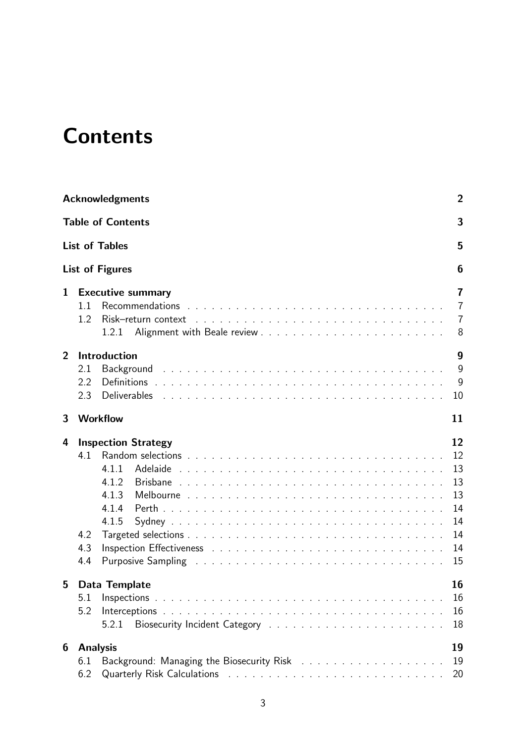# Contents

**Acknowledgments** 2

**Table of Contents** 3

**List of Tables** 5

**List of Figures** 6

**1 Executive summary** 7
- 1.1 Recommendations 7
- 1.2 Risk–return context 7
  - 1.2.1 Alignment with Beale review 8

**2 Introduction** 9
- 2.1 Background 9
- 2.2 Definitions 9
- 2.3 Deliverables 10

**3 Workflow** 11

**4 Inspection Strategy** 12
- 4.1 Random selections 12
  - 4.1.1 Adelaide 13
  - 4.1.2 Brisbane 13
  - 4.1.3 Melbourne 13
  - 4.1.4 Perth 14
  - 4.1.5 Sydney 14
- 4.2 Targeted selections 14
- 4.3 Inspection Effectiveness 14
- 4.4 Purposive Sampling 15

**5 Data Template** 16
- 5.1 Inspections 16
- 5.2 Interceptions 16
  - 5.2.1 Biosecurity Incident Category 18

**6 Analysis** 19
- 6.1 Background: Managing the Biosecurity Risk 19
- 6.2 Quarterly Risk Calculations 20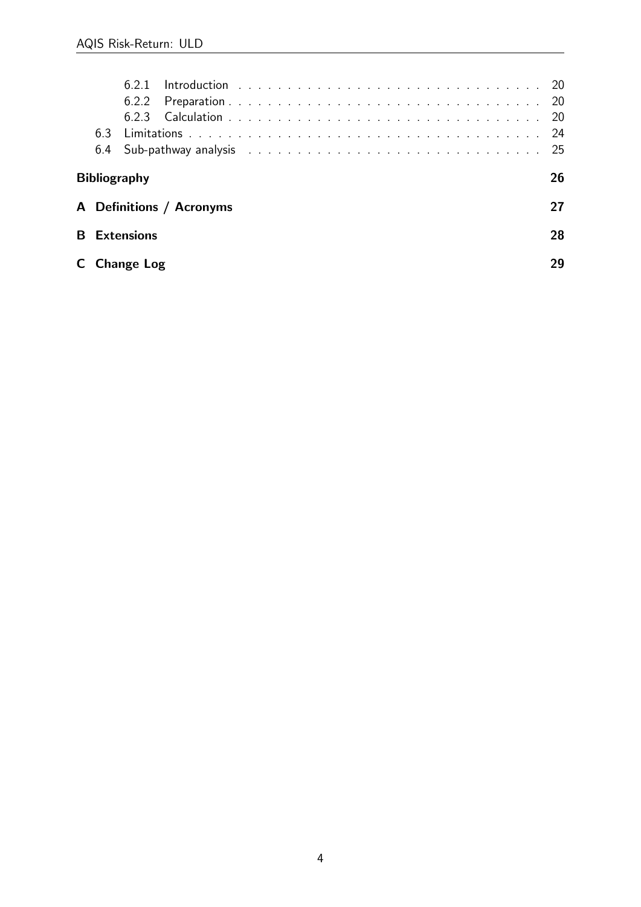- 6.2.1 Introduction . . . . . . . . . . . . . . . . . . . . . . . . . . . . . . . 20
- 6.2.2 Preparation . . . . . . . . . . . . . . . . . . . . . . . . . . . . . . . 20
- 6.2.3 Calculation . . . . . . . . . . . . . . . . . . . . . . . . . . . . . . . 20
- 6.3 Limitations . . . . . . . . . . . . . . . . . . . . . . . . . . . . . . . . . . 24
- 6.4 Sub-pathway analysis . . . . . . . . . . . . . . . . . . . . . . . . . . . . . 25

**Bibliography** 26

**A Definitions / Acronyms** 27

**B Extensions** 28

**C Change Log** 29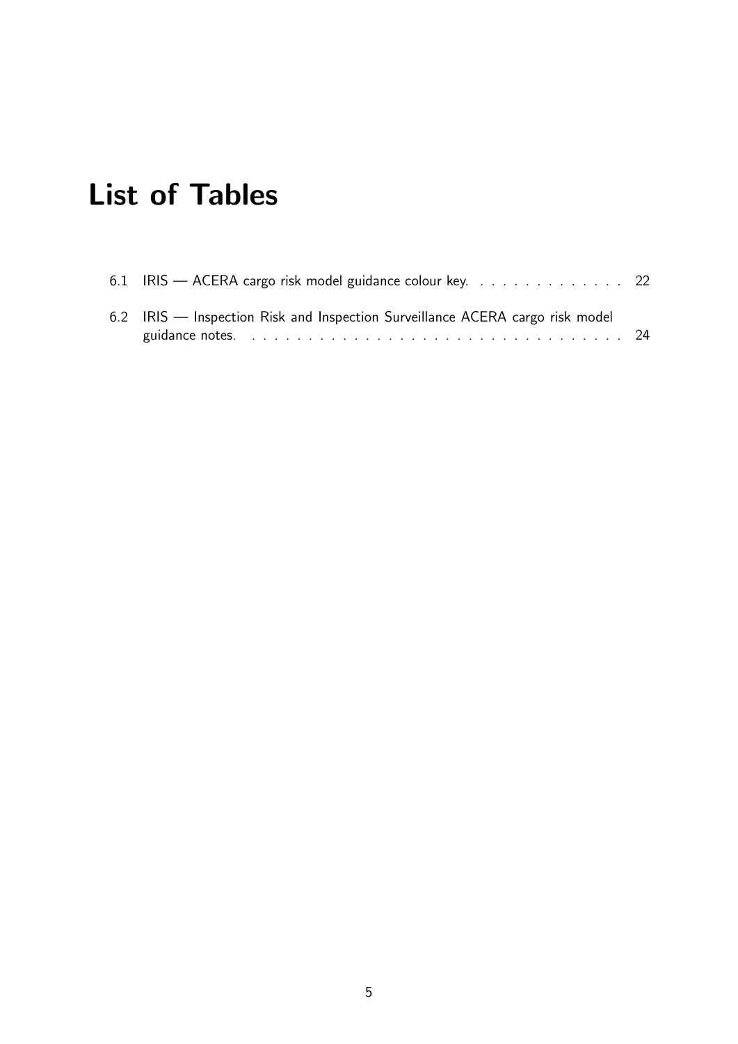# List of Tables

6.1 IRIS — ACERA cargo risk model guidance colour key. . . . . . . . . . . . . . 22

6.2 IRIS — Inspection Risk and Inspection Surveillance ACERA cargo risk model guidance notes. . . . . . . . . . . . . . . . . . . . . . . . . . . . . . . . . 24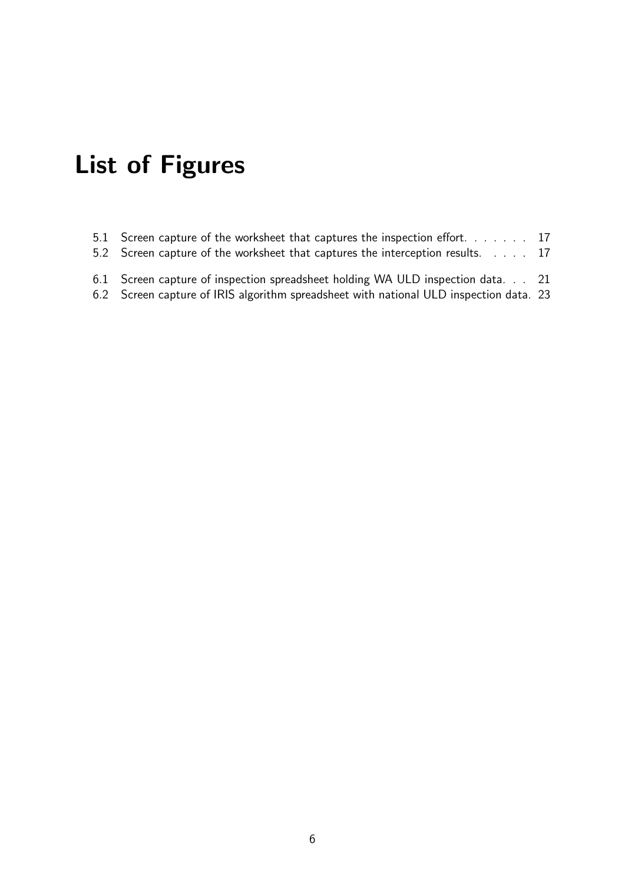# List of Figures

5.1 Screen capture of the worksheet that captures the inspection effort. . . . . . . 17
5.2 Screen capture of the worksheet that captures the interception results. . . . . 17

6.1 Screen capture of inspection spreadsheet holding WA ULD inspection data. . . 21
6.2 Screen capture of IRIS algorithm spreadsheet with national ULD inspection data. 23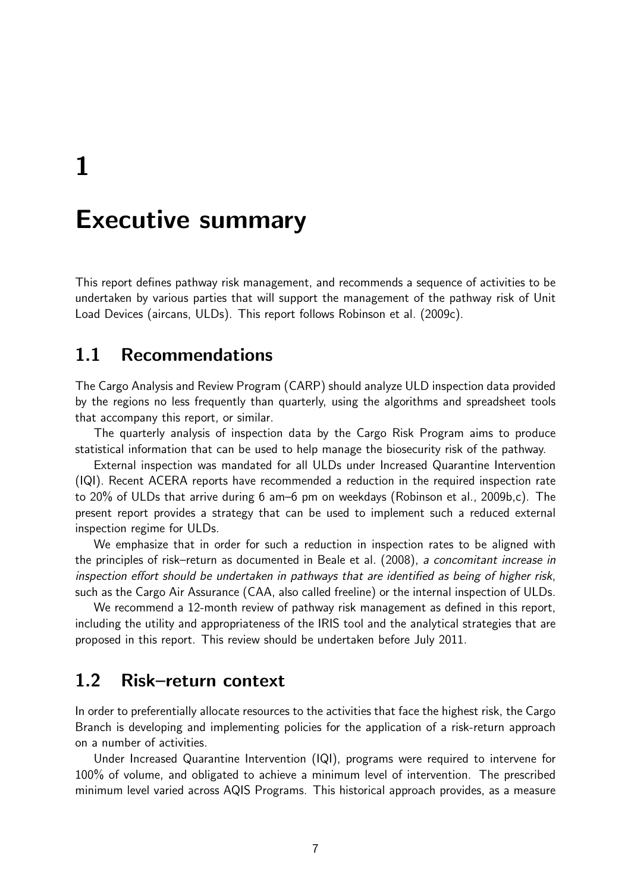# 1

# Executive summary

This report defines pathway risk management, and recommends a sequence of activities to be undertaken by various parties that will support the management of the pathway risk of Unit Load Devices (aircans, ULDs). This report follows Robinson et al. (2009c).

## 1.1 Recommendations

The Cargo Analysis and Review Program (CARP) should analyze ULD inspection data provided by the regions no less frequently than quarterly, using the algorithms and spreadsheet tools that accompany this report, or similar.

The quarterly analysis of inspection data by the Cargo Risk Program aims to produce statistical information that can be used to help manage the biosecurity risk of the pathway.

External inspection was mandated for all ULDs under Increased Quarantine Intervention (IQI). Recent ACERA reports have recommended a reduction in the required inspection rate to 20% of ULDs that arrive during 6 am–6 pm on weekdays (Robinson et al., 2009b,c). The present report provides a strategy that can be used to implement such a reduced external inspection regime for ULDs.

We emphasize that in order for such a reduction in inspection rates to be aligned with the principles of risk–return as documented in Beale et al. (2008), *a concomitant increase in inspection effort should be undertaken in pathways that are identified as being of higher risk*, such as the Cargo Air Assurance (CAA, also called freeline) or the internal inspection of ULDs.

We recommend a 12-month review of pathway risk management as defined in this report, including the utility and appropriateness of the IRIS tool and the analytical strategies that are proposed in this report. This review should be undertaken before July 2011.

## 1.2 Risk–return context

In order to preferentially allocate resources to the activities that face the highest risk, the Cargo Branch is developing and implementing policies for the application of a risk-return approach on a number of activities.

Under Increased Quarantine Intervention (IQI), programs were required to intervene for 100% of volume, and obligated to achieve a minimum level of intervention. The prescribed minimum level varied across AQIS Programs. This historical approach provides, as a measure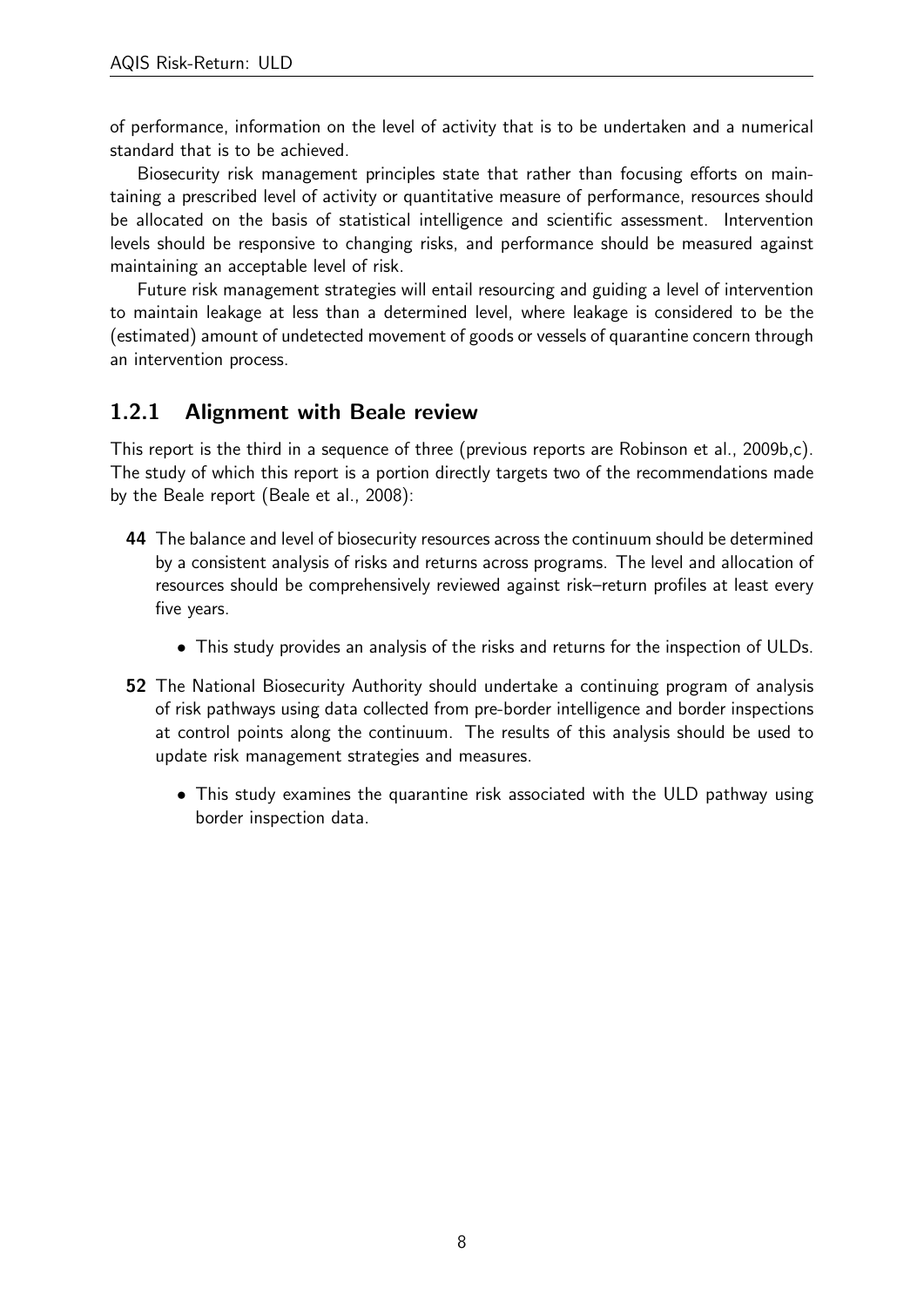of performance, information on the level of activity that is to be undertaken and a numerical standard that is to be achieved.

Biosecurity risk management principles state that rather than focusing efforts on maintaining a prescribed level of activity or quantitative measure of performance, resources should be allocated on the basis of statistical intelligence and scientific assessment. Intervention levels should be responsive to changing risks, and performance should be measured against maintaining an acceptable level of risk.

Future risk management strategies will entail resourcing and guiding a level of intervention to maintain leakage at less than a determined level, where leakage is considered to be the (estimated) amount of undetected movement of goods or vessels of quarantine concern through an intervention process.

### 1.2.1 Alignment with Beale review

This report is the third in a sequence of three (previous reports are Robinson et al., 2009b,c). The study of which this report is a portion directly targets two of the recommendations made by the Beale report (Beale et al., 2008):

**44** The balance and level of biosecurity resources across the continuum should be determined by a consistent analysis of risks and returns across programs. The level and allocation of resources should be comprehensively reviewed against risk–return profiles at least every five years.

- This study provides an analysis of the risks and returns for the inspection of ULDs.

**52** The National Biosecurity Authority should undertake a continuing program of analysis of risk pathways using data collected from pre-border intelligence and border inspections at control points along the continuum. The results of this analysis should be used to update risk management strategies and measures.

- This study examines the quarantine risk associated with the ULD pathway using border inspection data.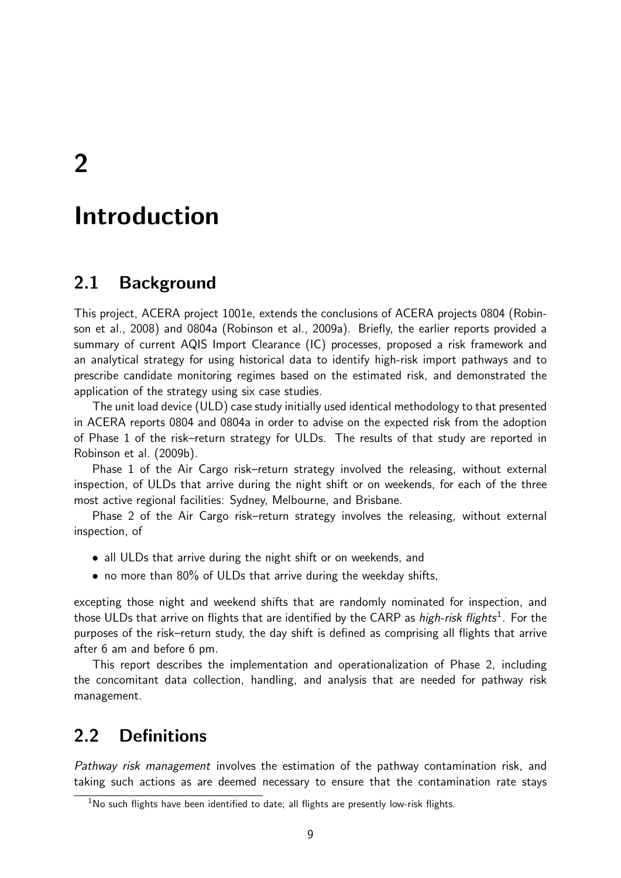# 2 Introduction

## 2.1 Background

This project, ACERA project 1001e, extends the conclusions of ACERA projects 0804 (Robinson et al., 2008) and 0804a (Robinson et al., 2009a). Briefly, the earlier reports provided a summary of current AQIS Import Clearance (IC) processes, proposed a risk framework and an analytical strategy for using historical data to identify high-risk import pathways and to prescribe candidate monitoring regimes based on the estimated risk, and demonstrated the application of the strategy using six case studies.

The unit load device (ULD) case study initially used identical methodology to that presented in ACERA reports 0804 and 0804a in order to advise on the expected risk from the adoption of Phase 1 of the risk–return strategy for ULDs. The results of that study are reported in Robinson et al. (2009b).

Phase 1 of the Air Cargo risk–return strategy involved the releasing, without external inspection, of ULDs that arrive during the night shift or on weekends, for each of the three most active regional facilities: Sydney, Melbourne, and Brisbane.

Phase 2 of the Air Cargo risk–return strategy involves the releasing, without external inspection, of

- all ULDs that arrive during the night shift or on weekends, and
- no more than 80% of ULDs that arrive during the weekday shifts,

excepting those night and weekend shifts that are randomly nominated for inspection, and those ULDs that arrive on flights that are identified by the CARP as *high-risk flights*[1]. For the purposes of the risk–return study, the day shift is defined as comprising all flights that arrive after 6 am and before 6 pm.

This report describes the implementation and operationalization of Phase 2, including the concomitant data collection, handling, and analysis that are needed for pathway risk management.

## 2.2 Definitions

*Pathway risk management* involves the estimation of the pathway contamination risk, and taking such actions as are deemed necessary to ensure that the contamination rate stays

[1] No such flights have been identified to date; all flights are presently low-risk flights.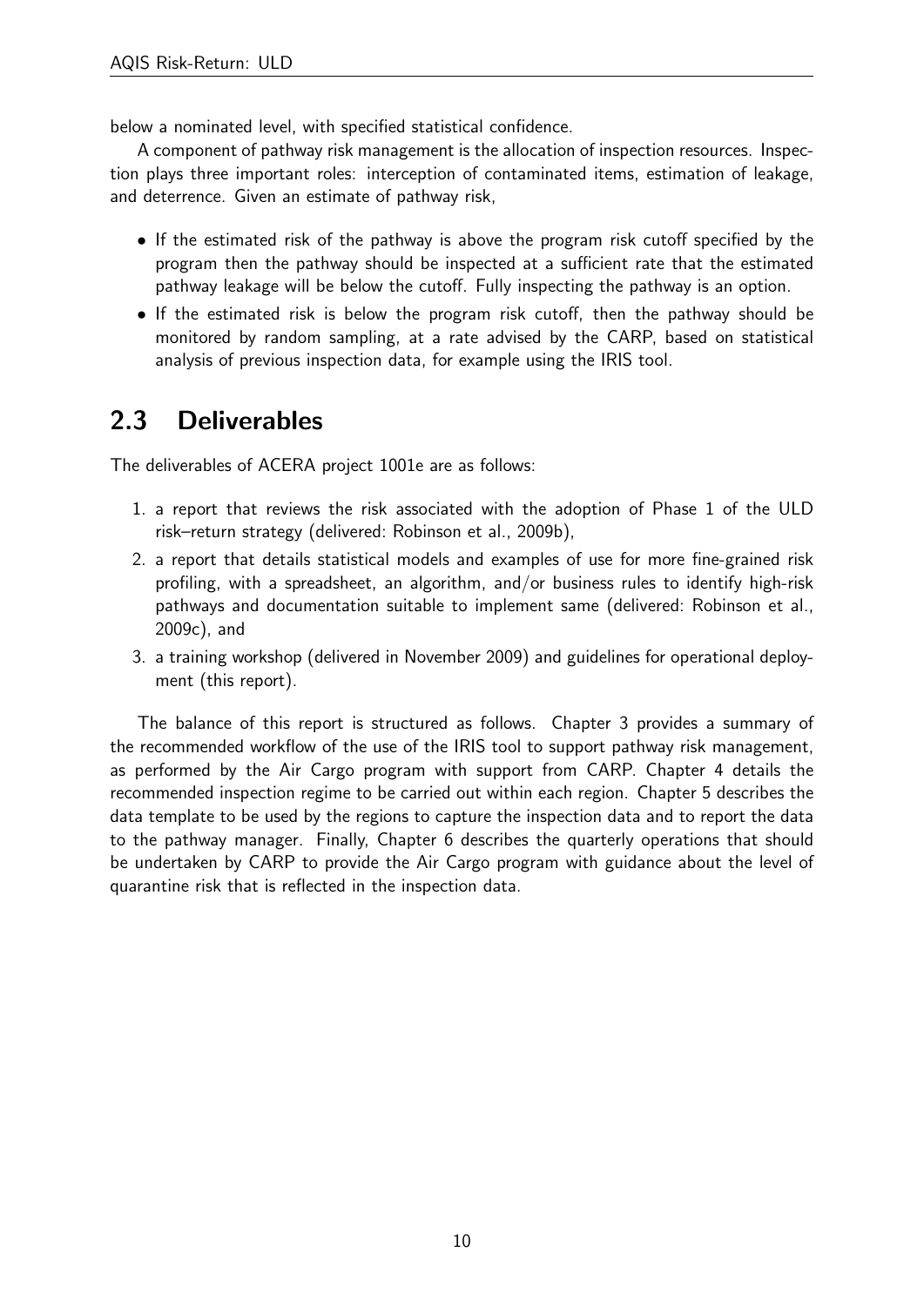below a nominated level, with specified statistical confidence.

A component of pathway risk management is the allocation of inspection resources. Inspection plays three important roles: interception of contaminated items, estimation of leakage, and deterrence. Given an estimate of pathway risk,

- If the estimated risk of the pathway is above the program risk cutoff specified by the program then the pathway should be inspected at a sufficient rate that the estimated pathway leakage will be below the cutoff. Fully inspecting the pathway is an option.
- If the estimated risk is below the program risk cutoff, then the pathway should be monitored by random sampling, at a rate advised by the CARP, based on statistical analysis of previous inspection data, for example using the IRIS tool.

## 2.3 Deliverables

The deliverables of ACERA project 1001e are as follows:

1. a report that reviews the risk associated with the adoption of Phase 1 of the ULD risk–return strategy (delivered: Robinson et al., 2009b),
2. a report that details statistical models and examples of use for more fine-grained risk profiling, with a spreadsheet, an algorithm, and/or business rules to identify high-risk pathways and documentation suitable to implement same (delivered: Robinson et al., 2009c), and
3. a training workshop (delivered in November 2009) and guidelines for operational deployment (this report).

The balance of this report is structured as follows. Chapter 3 provides a summary of the recommended workflow of the use of the IRIS tool to support pathway risk management, as performed by the Air Cargo program with support from CARP. Chapter 4 details the recommended inspection regime to be carried out within each region. Chapter 5 describes the data template to be used by the regions to capture the inspection data and to report the data to the pathway manager. Finally, Chapter 6 describes the quarterly operations that should be undertaken by CARP to provide the Air Cargo program with guidance about the level of quarantine risk that is reflected in the inspection data.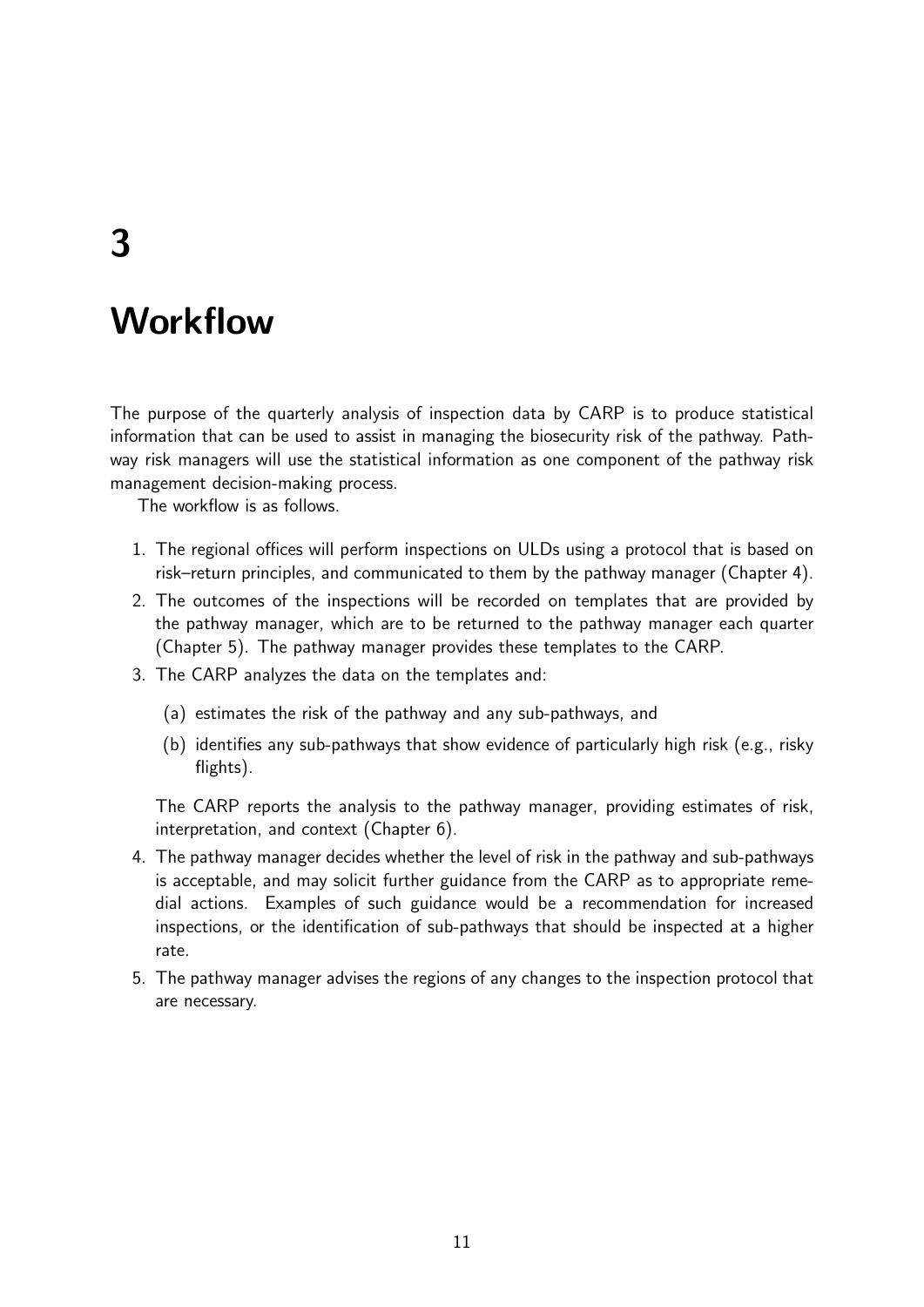# 3

# Workflow

The purpose of the quarterly analysis of inspection data by CARP is to produce statistical information that can be used to assist in managing the biosecurity risk of the pathway. Pathway risk managers will use the statistical information as one component of the pathway risk management decision-making process.

The workflow is as follows.

1. The regional offices will perform inspections on ULDs using a protocol that is based on risk–return principles, and communicated to them by the pathway manager (Chapter 4).
2. The outcomes of the inspections will be recorded on templates that are provided by the pathway manager, which are to be returned to the pathway manager each quarter (Chapter 5). The pathway manager provides these templates to the CARP.
3. The CARP analyzes the data on the templates and:
   (a) estimates the risk of the pathway and any sub-pathways, and
   (b) identifies any sub-pathways that show evidence of particularly high risk (e.g., risky flights).

   The CARP reports the analysis to the pathway manager, providing estimates of risk, interpretation, and context (Chapter 6).
4. The pathway manager decides whether the level of risk in the pathway and sub-pathways is acceptable, and may solicit further guidance from the CARP as to appropriate remedial actions. Examples of such guidance would be a recommendation for increased inspections, or the identification of sub-pathways that should be inspected at a higher rate.
5. The pathway manager advises the regions of any changes to the inspection protocol that are necessary.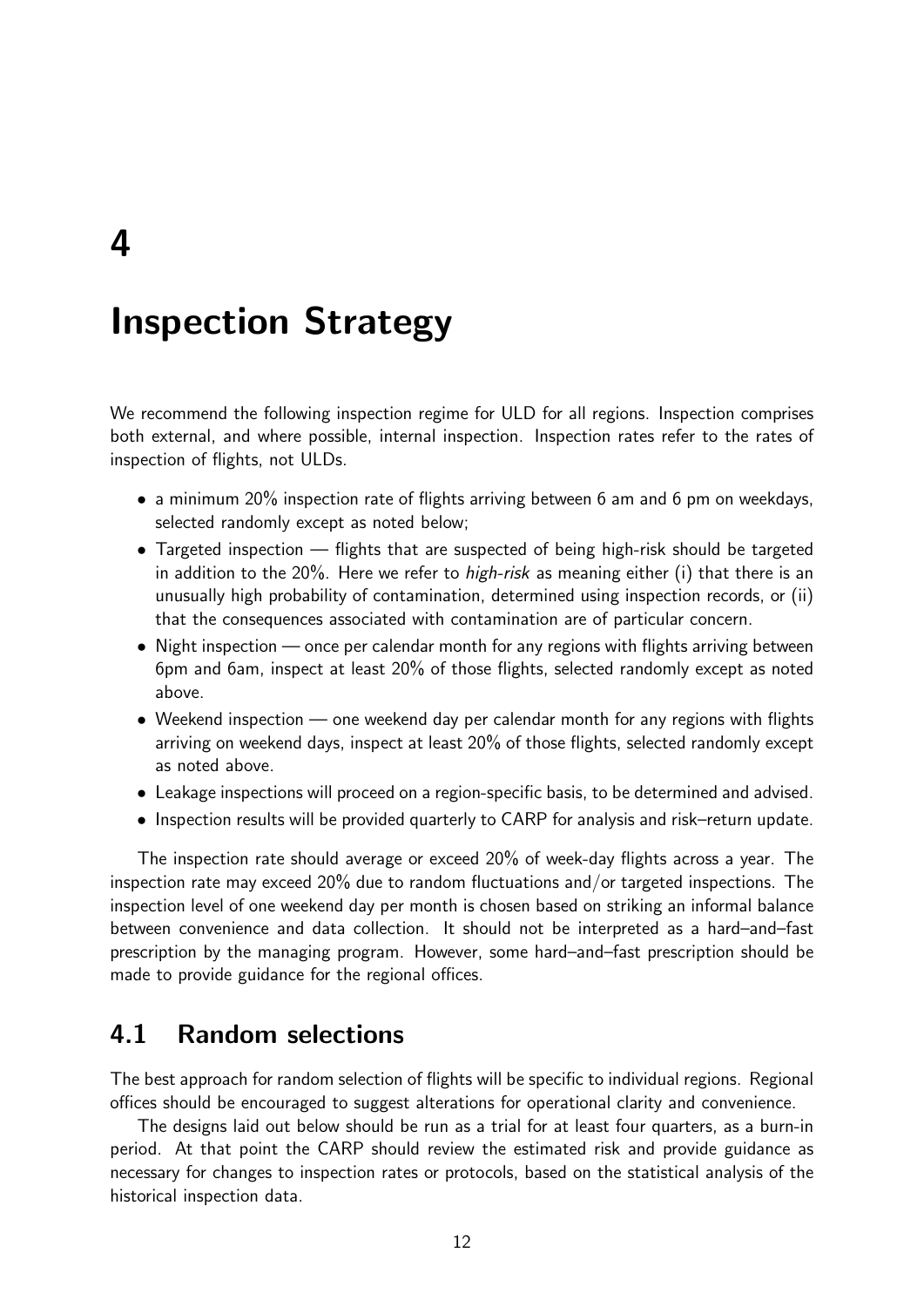# 4

# Inspection Strategy

We recommend the following inspection regime for ULD for all regions. Inspection comprises both external, and where possible, internal inspection. Inspection rates refer to the rates of inspection of flights, not ULDs.

- a minimum 20% inspection rate of flights arriving between 6 am and 6 pm on weekdays, selected randomly except as noted below;
- Targeted inspection — flights that are suspected of being high-risk should be targeted in addition to the 20%. Here we refer to *high-risk* as meaning either (i) that there is an unusually high probability of contamination, determined using inspection records, or (ii) that the consequences associated with contamination are of particular concern.
- Night inspection — once per calendar month for any regions with flights arriving between 6pm and 6am, inspect at least 20% of those flights, selected randomly except as noted above.
- Weekend inspection — one weekend day per calendar month for any regions with flights arriving on weekend days, inspect at least 20% of those flights, selected randomly except as noted above.
- Leakage inspections will proceed on a region-specific basis, to be determined and advised.
- Inspection results will be provided quarterly to CARP for analysis and risk–return update.

The inspection rate should average or exceed 20% of week-day flights across a year. The inspection rate may exceed 20% due to random fluctuations and/or targeted inspections. The inspection level of one weekend day per month is chosen based on striking an informal balance between convenience and data collection. It should not be interpreted as a hard–and–fast prescription by the managing program. However, some hard–and–fast prescription should be made to provide guidance for the regional offices.

## 4.1 Random selections

The best approach for random selection of flights will be specific to individual regions. Regional offices should be encouraged to suggest alterations for operational clarity and convenience.

The designs laid out below should be run as a trial for at least four quarters, as a burn-in period. At that point the CARP should review the estimated risk and provide guidance as necessary for changes to inspection rates or protocols, based on the statistical analysis of the historical inspection data.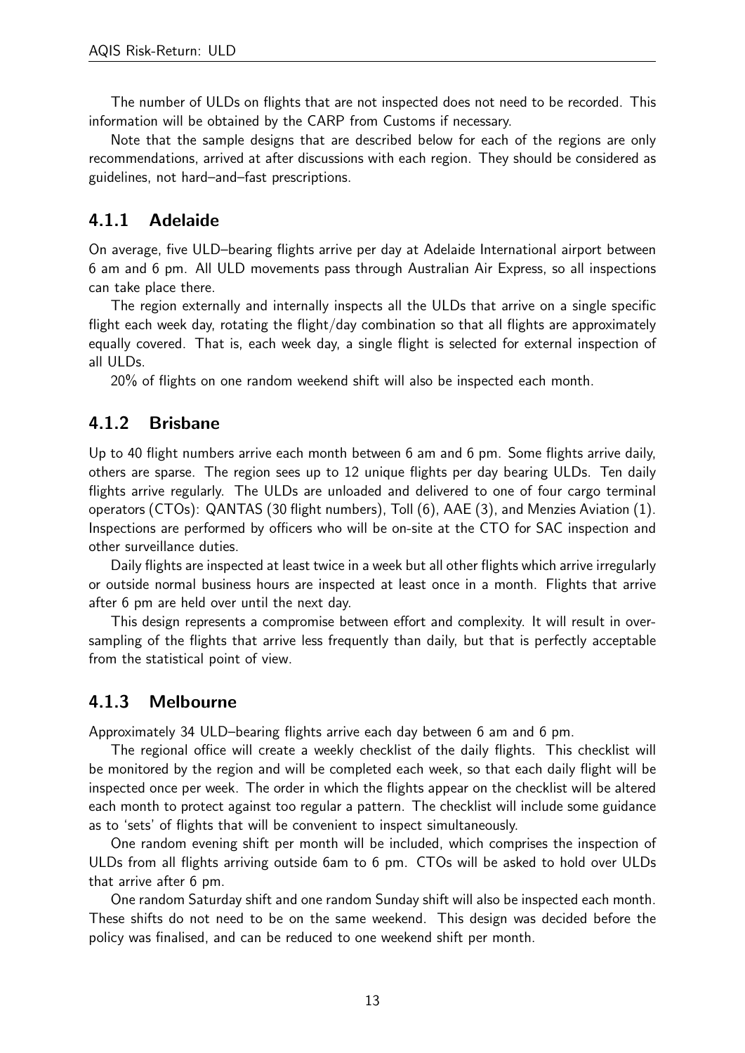The number of ULDs on flights that are not inspected does not need to be recorded. This information will be obtained by the CARP from Customs if necessary.

Note that the sample designs that are described below for each of the regions are only recommendations, arrived at after discussions with each region. They should be considered as guidelines, not hard–and–fast prescriptions.

### 4.1.1 Adelaide

On average, five ULD–bearing flights arrive per day at Adelaide International airport between 6 am and 6 pm. All ULD movements pass through Australian Air Express, so all inspections can take place there.

The region externally and internally inspects all the ULDs that arrive on a single specific flight each week day, rotating the flight/day combination so that all flights are approximately equally covered. That is, each week day, a single flight is selected for external inspection of all ULDs.

20% of flights on one random weekend shift will also be inspected each month.

### 4.1.2 Brisbane

Up to 40 flight numbers arrive each month between 6 am and 6 pm. Some flights arrive daily, others are sparse. The region sees up to 12 unique flights per day bearing ULDs. Ten daily flights arrive regularly. The ULDs are unloaded and delivered to one of four cargo terminal operators (CTOs): QANTAS (30 flight numbers), Toll (6), AAE (3), and Menzies Aviation (1). Inspections are performed by officers who will be on-site at the CTO for SAC inspection and other surveillance duties.

Daily flights are inspected at least twice in a week but all other flights which arrive irregularly or outside normal business hours are inspected at least once in a month. Flights that arrive after 6 pm are held over until the next day.

This design represents a compromise between effort and complexity. It will result in oversampling of the flights that arrive less frequently than daily, but that is perfectly acceptable from the statistical point of view.

### 4.1.3 Melbourne

Approximately 34 ULD–bearing flights arrive each day between 6 am and 6 pm.

The regional office will create a weekly checklist of the daily flights. This checklist will be monitored by the region and will be completed each week, so that each daily flight will be inspected once per week. The order in which the flights appear on the checklist will be altered each month to protect against too regular a pattern. The checklist will include some guidance as to 'sets' of flights that will be convenient to inspect simultaneously.

One random evening shift per month will be included, which comprises the inspection of ULDs from all flights arriving outside 6am to 6 pm. CTOs will be asked to hold over ULDs that arrive after 6 pm.

One random Saturday shift and one random Sunday shift will also be inspected each month. These shifts do not need to be on the same weekend. This design was decided before the policy was finalised, and can be reduced to one weekend shift per month.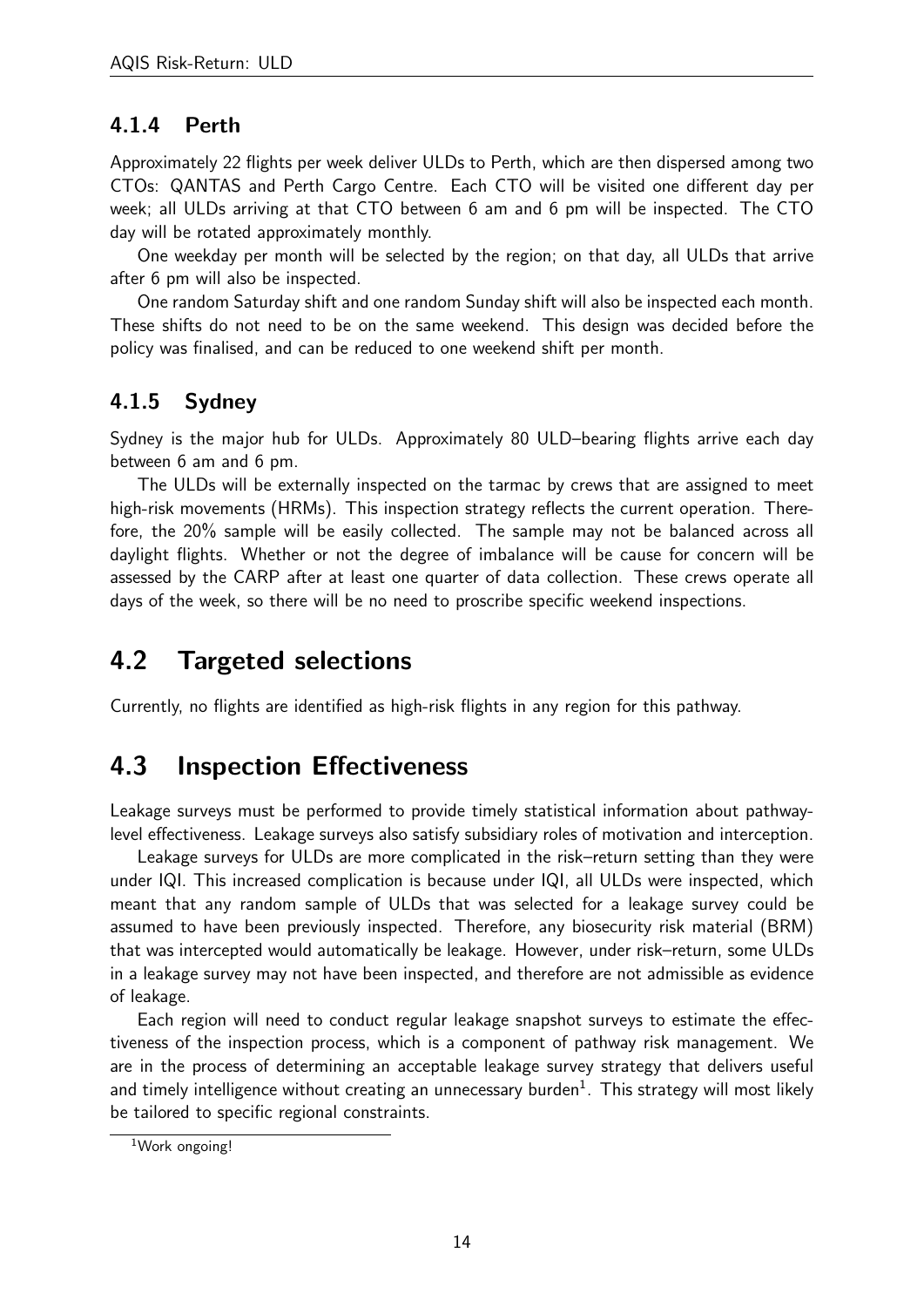### 4.1.4 Perth

Approximately 22 flights per week deliver ULDs to Perth, which are then dispersed among two CTOs: QANTAS and Perth Cargo Centre. Each CTO will be visited one different day per week; all ULDs arriving at that CTO between 6 am and 6 pm will be inspected. The CTO day will be rotated approximately monthly.

One weekday per month will be selected by the region; on that day, all ULDs that arrive after 6 pm will also be inspected.

One random Saturday shift and one random Sunday shift will also be inspected each month. These shifts do not need to be on the same weekend. This design was decided before the policy was finalised, and can be reduced to one weekend shift per month.

### 4.1.5 Sydney

Sydney is the major hub for ULDs. Approximately 80 ULD–bearing flights arrive each day between 6 am and 6 pm.

The ULDs will be externally inspected on the tarmac by crews that are assigned to meet high-risk movements (HRMs). This inspection strategy reflects the current operation. Therefore, the 20% sample will be easily collected. The sample may not be balanced across all daylight flights. Whether or not the degree of imbalance will be cause for concern will be assessed by the CARP after at least one quarter of data collection. These crews operate all days of the week, so there will be no need to proscribe specific weekend inspections.

## 4.2 Targeted selections

Currently, no flights are identified as high-risk flights in any region for this pathway.

## 4.3 Inspection Effectiveness

Leakage surveys must be performed to provide timely statistical information about pathway-level effectiveness. Leakage surveys also satisfy subsidiary roles of motivation and interception.

Leakage surveys for ULDs are more complicated in the risk–return setting than they were under IQI. This increased complication is because under IQI, all ULDs were inspected, which meant that any random sample of ULDs that was selected for a leakage survey could be assumed to have been previously inspected. Therefore, any biosecurity risk material (BRM) that was intercepted would automatically be leakage. However, under risk–return, some ULDs in a leakage survey may not have been inspected, and therefore are not admissible as evidence of leakage.

Each region will need to conduct regular leakage snapshot surveys to estimate the effectiveness of the inspection process, which is a component of pathway risk management. We are in the process of determining an acceptable leakage survey strategy that delivers useful and timely intelligence without creating an unnecessary burden[1]. This strategy will most likely be tailored to specific regional constraints.

[1] Work ongoing!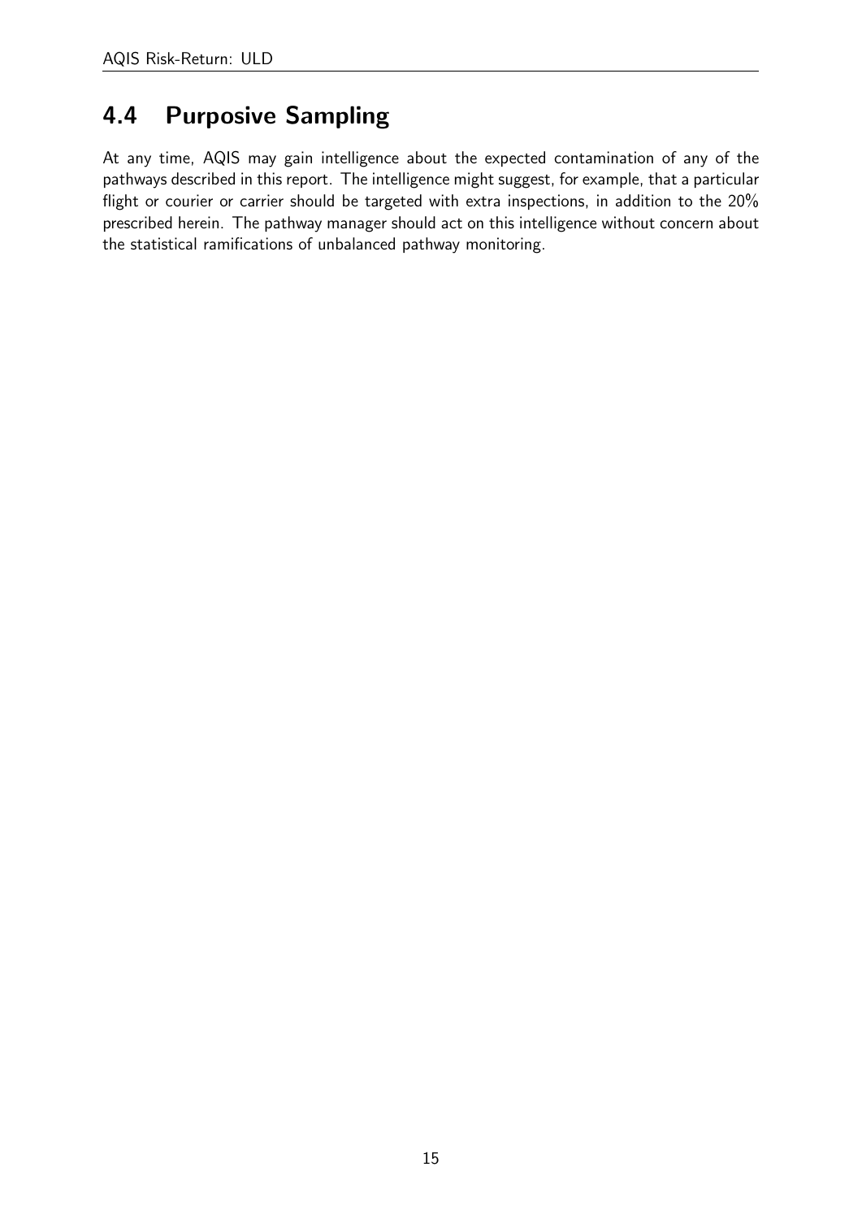## 4.4 Purposive Sampling

At any time, AQIS may gain intelligence about the expected contamination of any of the pathways described in this report. The intelligence might suggest, for example, that a particular flight or courier or carrier should be targeted with extra inspections, in addition to the 20% prescribed herein. The pathway manager should act on this intelligence without concern about the statistical ramifications of unbalanced pathway monitoring.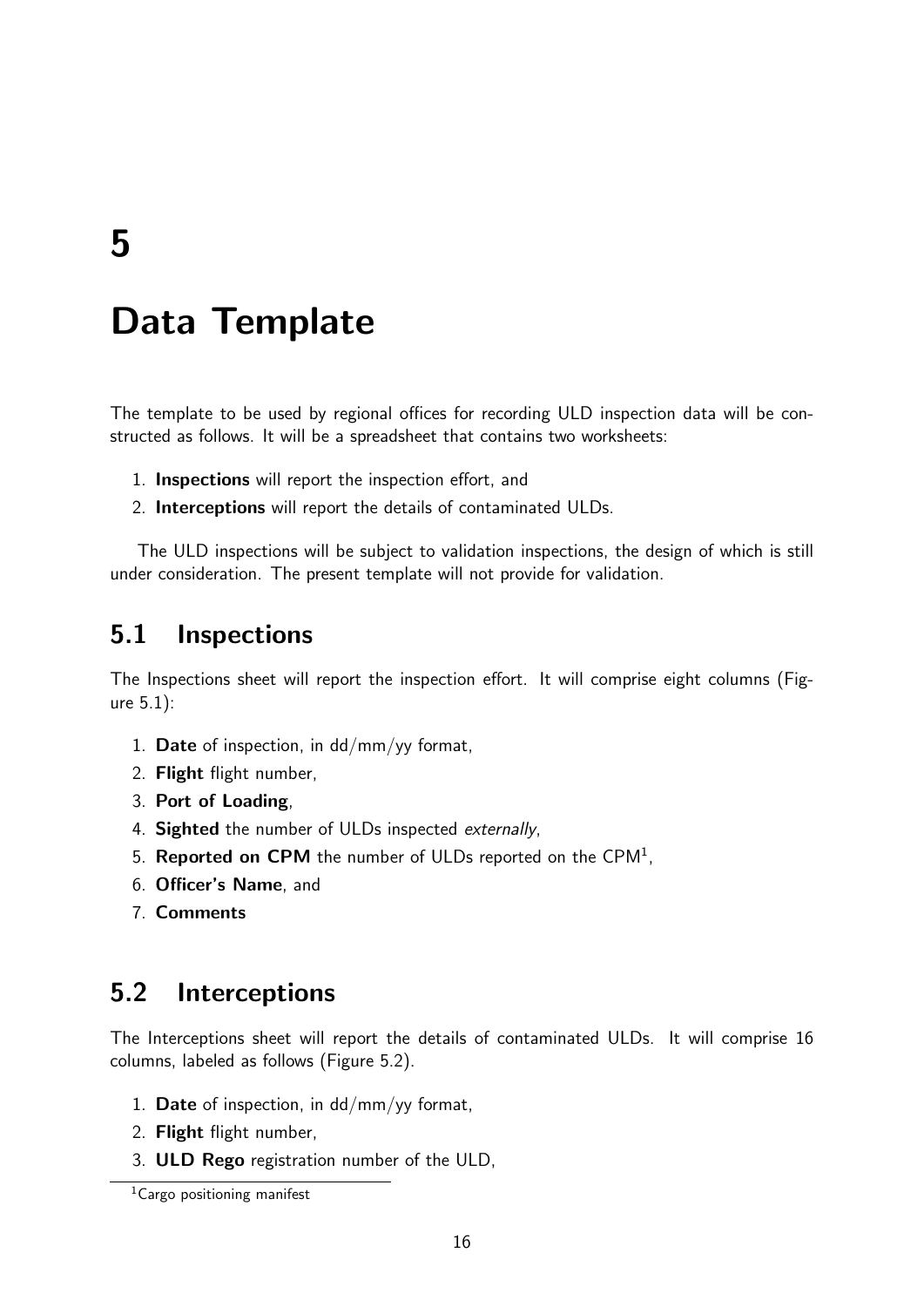# 5

# Data Template

The template to be used by regional offices for recording ULD inspection data will be constructed as follows. It will be a spreadsheet that contains two worksheets:

1. **Inspections** will report the inspection effort, and
2. **Interceptions** will report the details of contaminated ULDs.

The ULD inspections will be subject to validation inspections, the design of which is still under consideration. The present template will not provide for validation.

## 5.1 Inspections

The Inspections sheet will report the inspection effort. It will comprise eight columns (Figure 5.1):

1. **Date** of inspection, in dd/mm/yy format,
2. **Flight** flight number,
3. **Port of Loading**,
4. **Sighted** the number of ULDs inspected *externally*,
5. **Reported on CPM** the number of ULDs reported on the CPM[1],
6. **Officer's Name**, and
7. **Comments**

## 5.2 Interceptions

The Interceptions sheet will report the details of contaminated ULDs. It will comprise 16 columns, labeled as follows (Figure 5.2).

1. **Date** of inspection, in dd/mm/yy format,
2. **Flight** flight number,
3. **ULD Rego** registration number of the ULD,

[1] Cargo positioning manifest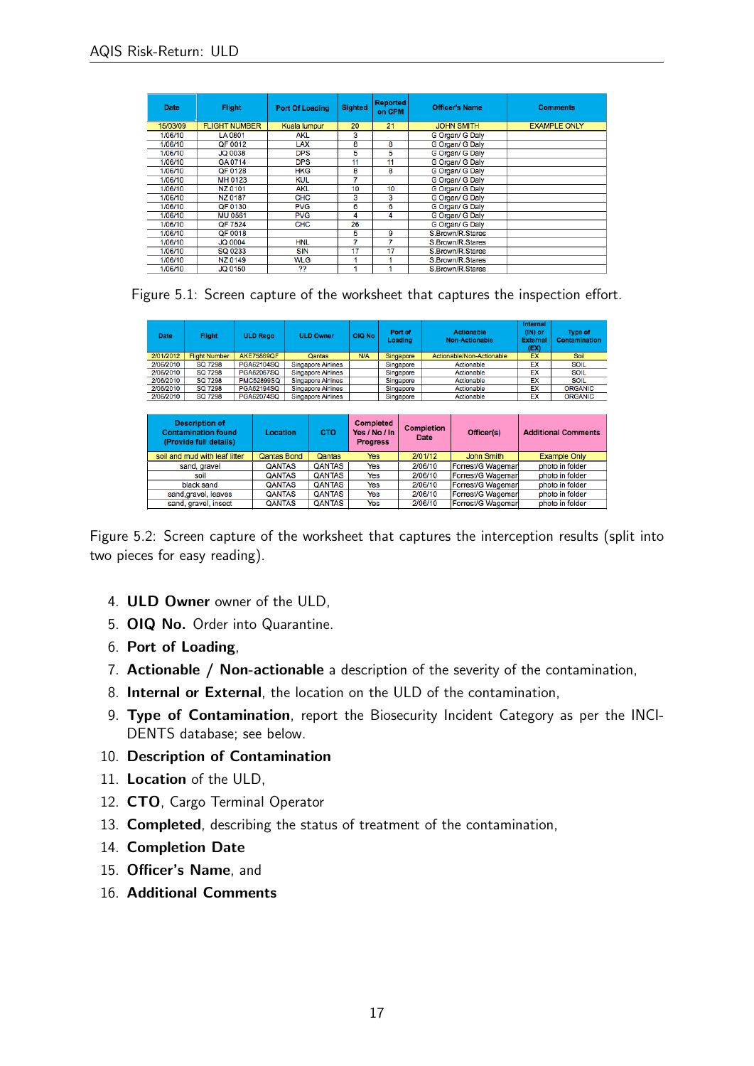| Date | Flight | Port Of Loading | Sighted | Reported on CPM | Officer's Name | Comments |
|---|---|---|---|---|---|---|
| 15/03/09 | FLIGHT NUMBER | Kuala lumpur | 20 | 21 | JOHN SMITH | EXAMPLE ONLY |
| 1/06/10 | LA 0801 | AKL | 3 | | G Organ/ G Daly | |
| 1/06/10 | QF 0012 | LAX | 8 | 8 | G Organ/ G Daly | |
| 1/06/10 | JQ 0038 | DPS | 5 | 5 | G Organ/ G Daly | |
| 1/06/10 | GA 0714 | DPS | 11 | 11 | G Organ/ G Daly | |
| 1/06/10 | QF 0128 | HKG | 8 | 8 | G Organ/ G Daly | |
| 1/06/10 | MH 0123 | KUL | 7 | | G Organ/ G Daly | |
| 1/06/10 | NZ 0101 | AKL | 10 | 10 | G Organ/ G Daly | |
| 1/06/10 | NZ 0187 | CHC | 3 | 3 | G Organ/ G Daly | |
| 1/06/10 | QF 0130 | PVG | 6 | 6 | G Organ/ G Daly | |
| 1/06/10 | MU 0561 | PVG | 4 | 4 | G Organ/ G Daly | |
| 1/06/10 | QF 7524 | CHC | 26 | | G Organ/ G Daly | |
| 1/06/10 | QF 0018 | | 5 | 9 | S.Brown/R.Stares | |
| 1/06/10 | JQ 0004 | HNL | 7 | 7 | S.Brown/R.Stares | |
| 1/06/10 | SQ 0233 | SIN | 17 | 17 | S.Brown/R.Stares | |
| 1/06/10 | NZ 0149 | WLG | 1 | 1 | S.Brown/R.Stares | |
| 1/06/10 | JQ 0150 | ?? | 1 | 1 | S.Brown/R.Stares | |

Figure 5.1: Screen capture of the worksheet that captures the inspection effort.

| Date | Flight | ULD Rego | ULD Owner | OIQ No | Port of Loading | Actionable Non-Actionable | Internal (IN) or External (EX) | Type of Contamination |
|---|---|---|---|---|---|---|---|---|
| 2/01/2012 | Flight Number | AKE75869QF | Qantas | N/A | Singapore | Actionable/Non-Actionable | EX | Soil |
| 2/06/2010 | SQ 7298 | PGA62104SQ | Singapore Airlines | | Singapore | Actionable | EX | SOIL |
| 2/06/2010 | SQ 7298 | PGA62067SQ | Singapore Airlines | | Singapore | Actionable | EX | SOIL |
| 2/06/2010 | SQ 7298 | PMC52899SQ | Singapore Airlines | | Singapore | Actionable | EX | SOIL |
| 2/06/2010 | SQ 7298 | PGA62194SQ | Singapore Airlines | | Singapore | Actionable | EX | ORGANIC |
| 2/06/2010 | SQ 7298 | PGA62074SQ | Singapore Airlines | | Singapore | Actionable | EX | ORGANIC |

| Description of Contamination found (Provide full details) | Location | CTO | Completed Yes / No / In Progress | Completion Date | Officer(s) | Additional Comments |
|---|---|---|---|---|---|---|
| soil and mud with leaf litter | Qantas Bond | Qantas | Yes | 2/01/12 | John Smith | Example Only |
| sand, gravel | QANTAS | QANTAS | Yes | 2/06/10 | Forrest/G Wagemar | photo in folder |
| soil | QANTAS | QANTAS | Yes | 2/06/10 | Forrest/G Wagemar | photo in folder |
| black sand | QANTAS | QANTAS | Yes | 2/06/10 | Forrest/G Wagemar | photo in folder |
| sand,gravel, leaves | QANTAS | QANTAS | Yes | 2/06/10 | Forrest/G Wagemar | photo in folder |
| sand, gravel, insect | QANTAS | QANTAS | Yes | 2/06/10 | Forrest/G Wagemar | photo in folder |

Figure 5.2: Screen capture of the worksheet that captures the interception results (split into two pieces for easy reading).

4. **ULD Owner** owner of the ULD,
5. **OIQ No.** Order into Quarantine.
6. **Port of Loading**,
7. **Actionable / Non-actionable** a description of the severity of the contamination,
8. **Internal or External**, the location on the ULD of the contamination,
9. **Type of Contamination**, report the Biosecurity Incident Category as per the INCIDENTS database; see below.
10. **Description of Contamination**
11. **Location** of the ULD,
12. **CTO**, Cargo Terminal Operator
13. **Completed**, describing the status of treatment of the contamination,
14. **Completion Date**
15. **Officer's Name**, and
16. **Additional Comments**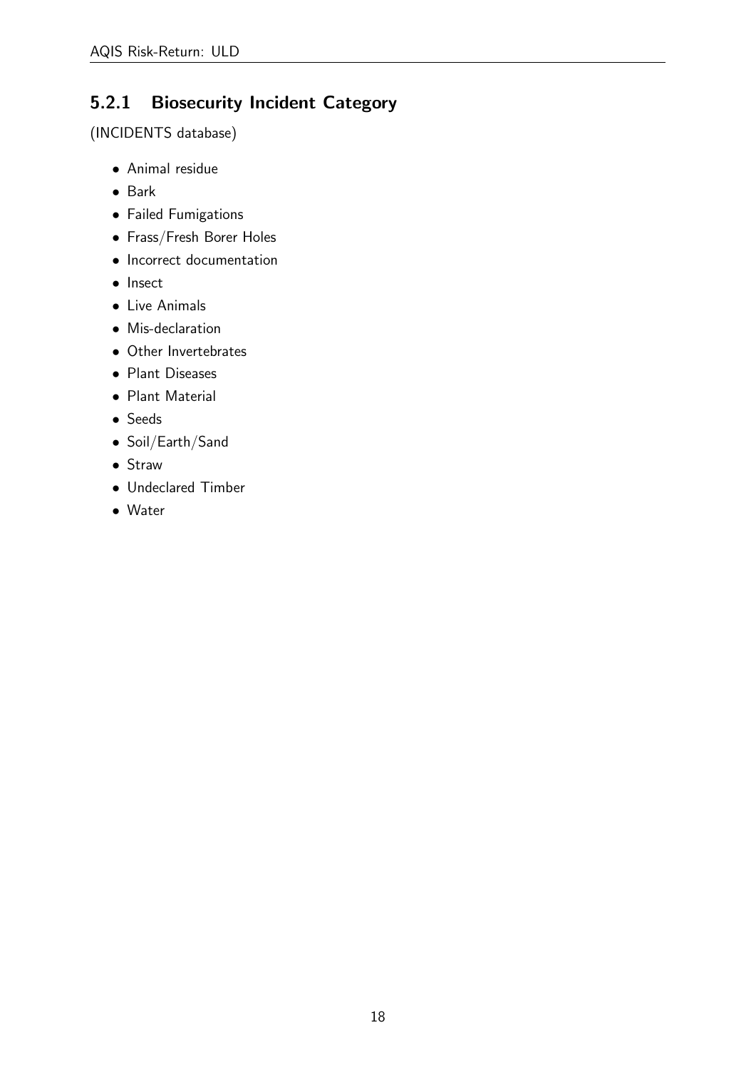### 5.2.1 Biosecurity Incident Category

(INCIDENTS database)

- Animal residue
- Bark
- Failed Fumigations
- Frass/Fresh Borer Holes
- Incorrect documentation
- Insect
- Live Animals
- Mis-declaration
- Other Invertebrates
- Plant Diseases
- Plant Material
- Seeds
- Soil/Earth/Sand
- Straw
- Undeclared Timber
- Water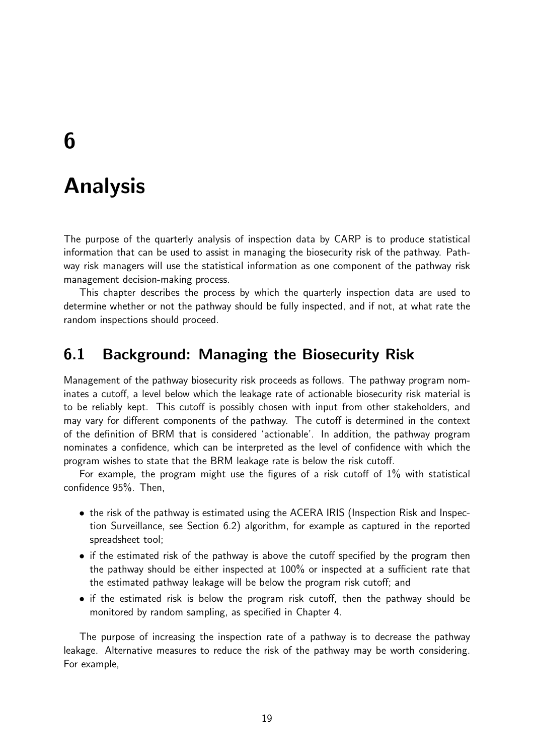# 6

# Analysis

The purpose of the quarterly analysis of inspection data by CARP is to produce statistical information that can be used to assist in managing the biosecurity risk of the pathway. Pathway risk managers will use the statistical information as one component of the pathway risk management decision-making process.

This chapter describes the process by which the quarterly inspection data are used to determine whether or not the pathway should be fully inspected, and if not, at what rate the random inspections should proceed.

## 6.1 Background: Managing the Biosecurity Risk

Management of the pathway biosecurity risk proceeds as follows. The pathway program nominates a cutoff, a level below which the leakage rate of actionable biosecurity risk material is to be reliably kept. This cutoff is possibly chosen with input from other stakeholders, and may vary for different components of the pathway. The cutoff is determined in the context of the definition of BRM that is considered 'actionable'. In addition, the pathway program nominates a confidence, which can be interpreted as the level of confidence with which the program wishes to state that the BRM leakage rate is below the risk cutoff.

For example, the program might use the figures of a risk cutoff of 1% with statistical confidence 95%. Then,

- the risk of the pathway is estimated using the ACERA IRIS (Inspection Risk and Inspection Surveillance, see Section 6.2) algorithm, for example as captured in the reported spreadsheet tool;
- if the estimated risk of the pathway is above the cutoff specified by the program then the pathway should be either inspected at 100% or inspected at a sufficient rate that the estimated pathway leakage will be below the program risk cutoff; and
- if the estimated risk is below the program risk cutoff, then the pathway should be monitored by random sampling, as specified in Chapter 4.

The purpose of increasing the inspection rate of a pathway is to decrease the pathway leakage. Alternative measures to reduce the risk of the pathway may be worth considering. For example,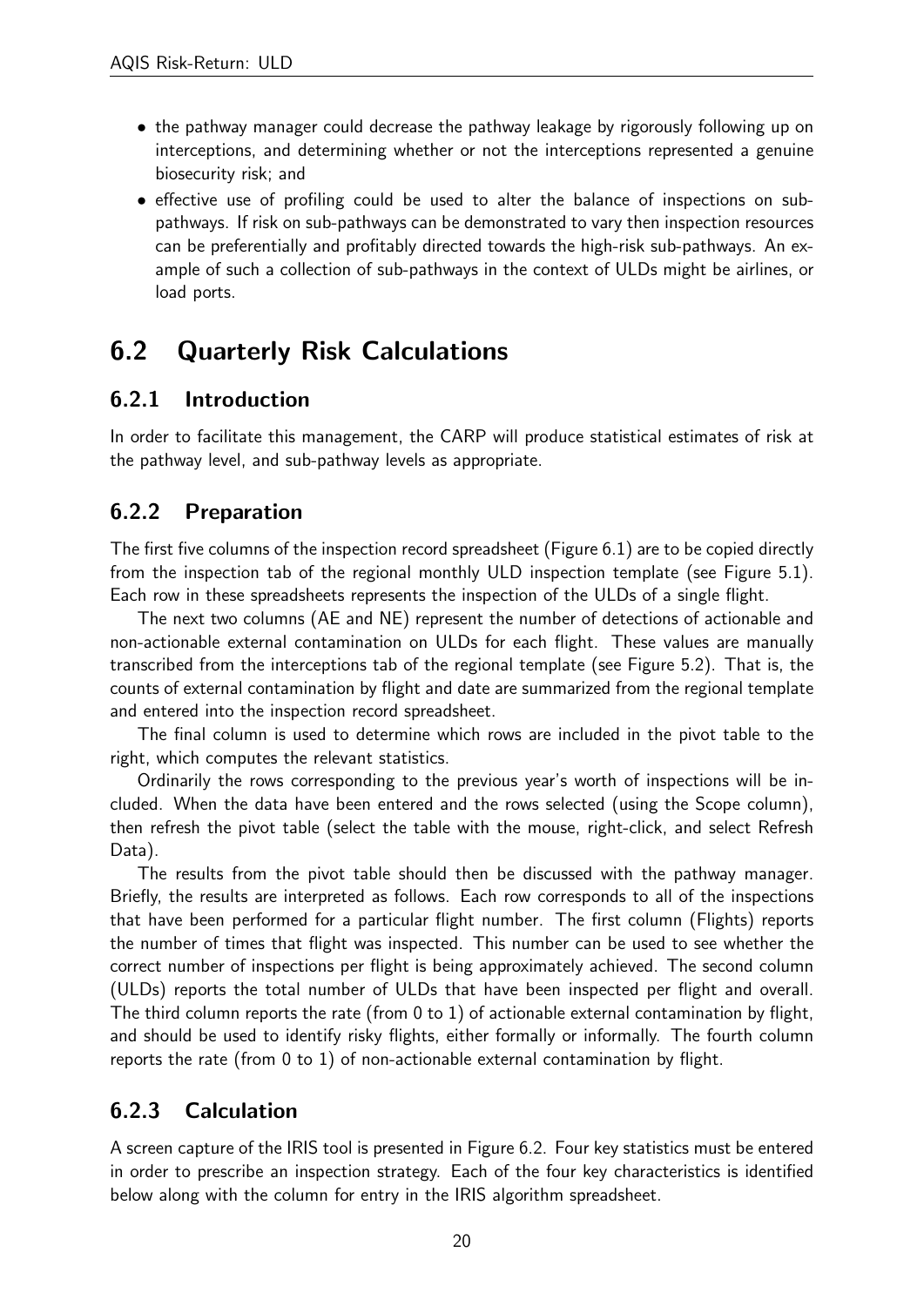- the pathway manager could decrease the pathway leakage by rigorously following up on interceptions, and determining whether or not the interceptions represented a genuine biosecurity risk; and
- effective use of profiling could be used to alter the balance of inspections on sub-pathways. If risk on sub-pathways can be demonstrated to vary then inspection resources can be preferentially and profitably directed towards the high-risk sub-pathways. An example of such a collection of sub-pathways in the context of ULDs might be airlines, or load ports.

## 6.2 Quarterly Risk Calculations

### 6.2.1 Introduction

In order to facilitate this management, the CARP will produce statistical estimates of risk at the pathway level, and sub-pathway levels as appropriate.

### 6.2.2 Preparation

The first five columns of the inspection record spreadsheet (Figure 6.1) are to be copied directly from the inspection tab of the regional monthly ULD inspection template (see Figure 5.1). Each row in these spreadsheets represents the inspection of the ULDs of a single flight.

The next two columns (AE and NE) represent the number of detections of actionable and non-actionable external contamination on ULDs for each flight. These values are manually transcribed from the interceptions tab of the regional template (see Figure 5.2). That is, the counts of external contamination by flight and date are summarized from the regional template and entered into the inspection record spreadsheet.

The final column is used to determine which rows are included in the pivot table to the right, which computes the relevant statistics.

Ordinarily the rows corresponding to the previous year's worth of inspections will be included. When the data have been entered and the rows selected (using the Scope column), then refresh the pivot table (select the table with the mouse, right-click, and select Refresh Data).

The results from the pivot table should then be discussed with the pathway manager. Briefly, the results are interpreted as follows. Each row corresponds to all of the inspections that have been performed for a particular flight number. The first column (Flights) reports the number of times that flight was inspected. This number can be used to see whether the correct number of inspections per flight is being approximately achieved. The second column (ULDs) reports the total number of ULDs that have been inspected per flight and overall. The third column reports the rate (from 0 to 1) of actionable external contamination by flight, and should be used to identify risky flights, either formally or informally. The fourth column reports the rate (from 0 to 1) of non-actionable external contamination by flight.

### 6.2.3 Calculation

A screen capture of the IRIS tool is presented in Figure 6.2. Four key statistics must be entered in order to prescribe an inspection strategy. Each of the four key characteristics is identified below along with the column for entry in the IRIS algorithm spreadsheet.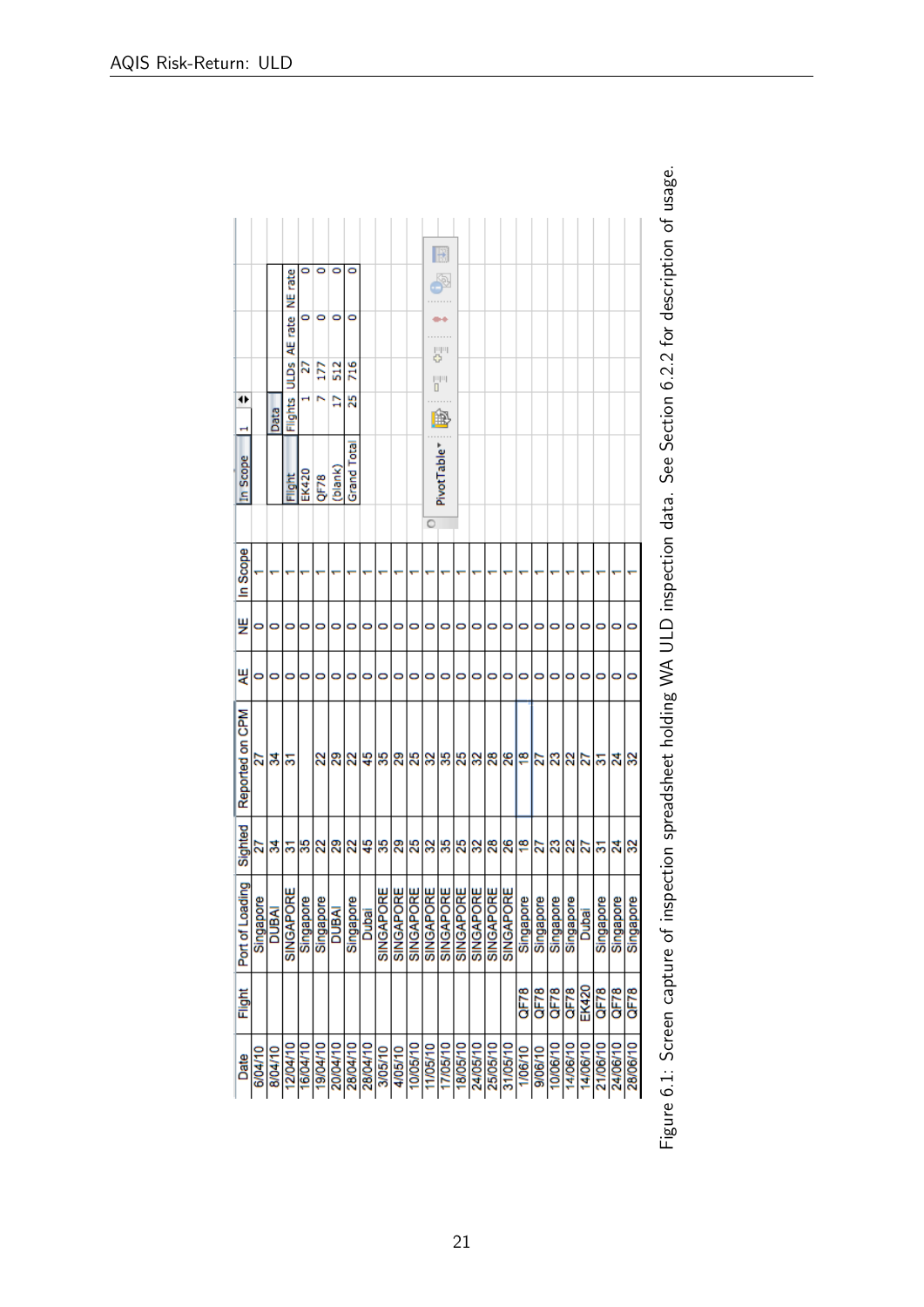| Date | Flight | Port of Loading | Sighted | Reported on CPM | AE | NE | In Scope |
|---|---|---|---|---|---|---|---|
| 6/04/10 | | Singapore | 27 | 27 | 0 | 0 | 1 |
| 8/04/10 | | DUBAI | 34 | 34 | 0 | 0 | 1 |
| 12/04/10 | | SINGAPORE | 31 | 31 | 0 | 0 | 1 |
| 16/04/10 | | Singapore | 35 | | 0 | 0 | 1 |
| 19/04/10 | | Singapore | 22 | 22 | 0 | 0 | 1 |
| 20/04/10 | | DUBAI | 29 | 29 | 0 | 0 | 1 |
| 28/04/10 | | Singapore | 22 | 22 | 0 | 0 | 1 |
| 28/04/10 | | Dubai | 45 | 45 | 0 | 0 | 1 |
| 3/05/10 | | SINGAPORE | 35 | 35 | 0 | 0 | 1 |
| 4/05/10 | | SINGAPORE | 29 | 29 | 0 | 0 | 1 |
| 10/05/10 | | SINGAPORE | 25 | 25 | 0 | 0 | 1 |
| 11/05/10 | | SINGAPORE | 32 | 32 | 0 | 0 | 1 |
| 17/05/10 | | SINGAPORE | 35 | 35 | 0 | 0 | 1 |
| 18/05/10 | | SINGAPORE | 25 | 25 | 0 | 0 | 1 |
| 24/05/10 | | SINGAPORE | 32 | 32 | 0 | 0 | 1 |
| 25/05/10 | | SINGAPORE | 28 | 28 | 0 | 0 | 1 |
| 31/05/10 | | SINGAPORE | 26 | 26 | 0 | 0 | 1 |
| 1/06/10 | QF78 | Singapore | 18 | 18 | 0 | 0 | 1 |
| 9/06/10 | QF78 | Singapore | 27 | 27 | 0 | 0 | 1 |
| 10/06/10 | QF78 | Singapore | 23 | 23 | 0 | 0 | 1 |
| 14/06/10 | QF78 | Singapore | 22 | 22 | 0 | 0 | 1 |
| 14/06/10 | EK420 | Dubai | 27 | 27 | 0 | 0 | 1 |
| 21/06/10 | QF78 | Singapore | 31 | 31 | 0 | 0 | 1 |
| 24/06/10 | QF78 | Singapore | 24 | 24 | 0 | 0 | 1 |
| 28/06/10 | QF78 | Singapore | 32 | 32 | 0 | 0 | 1 |

In Scope: 1

| Flight | Flights | ULDs | AE rate | NE rate |
|---|---|---|---|---|
| EK420 | 1 | 27 | 0 | 0 |
| QF78 | 7 | 177 | 0 | 0 |
| (blank) | 17 | 512 | 0 | 0 |
| Grand Total | 25 | 716 | 0 | 0 |

Figure 6.1: Screen capture of inspection spreadsheet holding WA ULD inspection data. See Section 6.2.2 for description of usage.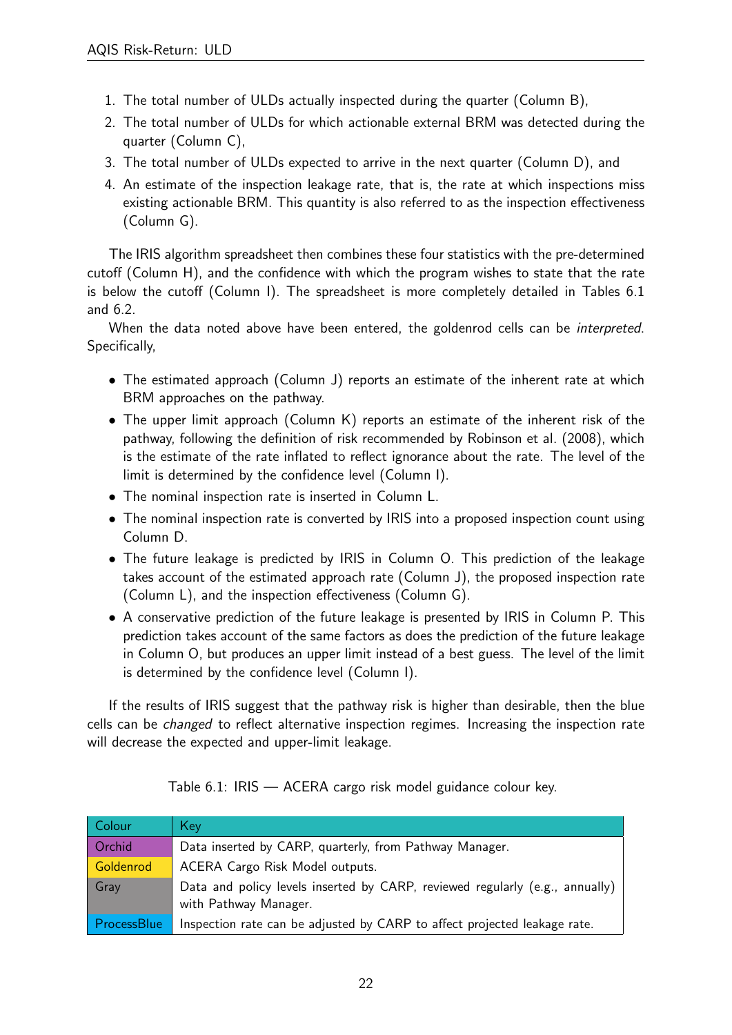1. The total number of ULDs actually inspected during the quarter (Column B),
2. The total number of ULDs for which actionable external BRM was detected during the quarter (Column C),
3. The total number of ULDs expected to arrive in the next quarter (Column D), and
4. An estimate of the inspection leakage rate, that is, the rate at which inspections miss existing actionable BRM. This quantity is also referred to as the inspection effectiveness (Column G).

The IRIS algorithm spreadsheet then combines these four statistics with the pre-determined cutoff (Column H), and the confidence with which the program wishes to state that the rate is below the cutoff (Column I). The spreadsheet is more completely detailed in Tables 6.1 and 6.2.

When the data noted above have been entered, the goldenrod cells can be *interpreted*. Specifically,

- The estimated approach (Column J) reports an estimate of the inherent rate at which BRM approaches on the pathway.
- The upper limit approach (Column K) reports an estimate of the inherent risk of the pathway, following the definition of risk recommended by Robinson et al. (2008), which is the estimate of the rate inflated to reflect ignorance about the rate. The level of the limit is determined by the confidence level (Column I).
- The nominal inspection rate is inserted in Column L.
- The nominal inspection rate is converted by IRIS into a proposed inspection count using Column D.
- The future leakage is predicted by IRIS in Column O. This prediction of the leakage takes account of the estimated approach rate (Column J), the proposed inspection rate (Column L), and the inspection effectiveness (Column G).
- A conservative prediction of the future leakage is presented by IRIS in Column P. This prediction takes account of the same factors as does the prediction of the future leakage in Column O, but produces an upper limit instead of a best guess. The level of the limit is determined by the confidence level (Column I).

If the results of IRIS suggest that the pathway risk is higher than desirable, then the blue cells can be *changed* to reflect alternative inspection regimes. Increasing the inspection rate will decrease the expected and upper-limit leakage.

Table 6.1: IRIS — ACERA cargo risk model guidance colour key.

| Colour | Key |
|---|---|
| Orchid | Data inserted by CARP, quarterly, from Pathway Manager. |
| Goldenrod | ACERA Cargo Risk Model outputs. |
| Gray | Data and policy levels inserted by CARP, reviewed regularly (e.g., annually) with Pathway Manager. |
| ProcessBlue | Inspection rate can be adjusted by CARP to affect projected leakage rate. |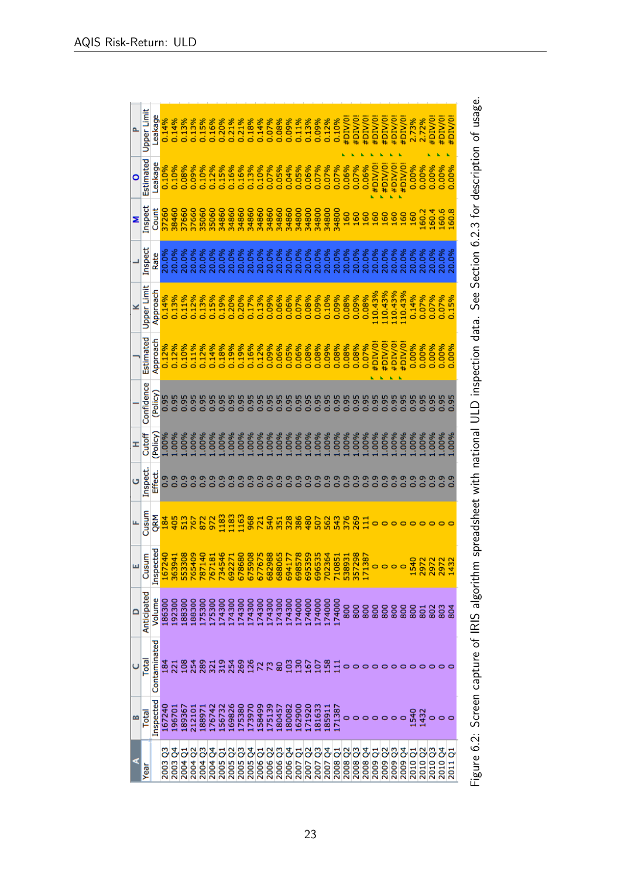| A | B | C | D | E | F | G | H | I | J | K | L | M | O | P |
|---|---|---|---|---|---|---|---|---|---|---|---|---|---|---|
| Year | Total Inspected | Total Contaminated | Anticipated Volume | Cusum Inspected | Cusum QRM | Inspect. Effect. | Cutoff (Policy) | Confidence (Policy) | Estimated Approach | Upper Limit Approach | Inspect Rate | Inspect Count | Estimated Leakage | Upper Limit Leakage |
| 2003 Q3 | 167240 | 184 | 186300 | 167240 | 184 | 0.9 | 1.00% | 0.95 | 0.12% | 0.14% | 20.0% | 37260 | 0.10% | 0.14% |
| 2003 Q4 | 196701 | 221 | 192300 | 363941 | 405 | 0.9 | 1.00% | 0.95 | 0.12% | 0.13% | 20.0% | 38460 | 0.10% | 0.14% |
| 2004 Q1 | 189367 | 108 | 188300 | 553308 | 513 | 0.9 | 1.00% | 0.95 | 0.10% | 0.11% | 20.0% | 37660 | 0.08% | 0.13% |
| 2004 Q2 | 212101 | 254 | 188300 | 765409 | 767 | 0.9 | 1.00% | 0.95 | 0.11% | 0.12% | 20.0% | 37660 | 0.09% | 0.13% |
| 2004 Q3 | 188971 | 289 | 175300 | 787140 | 872 | 0.9 | 1.00% | 0.95 | 0.12% | 0.13% | 20.0% | 35060 | 0.10% | 0.15% |
| 2004 Q4 | 176742 | 321 | 175300 | 767181 | 972 | 0.9 | 1.00% | 0.95 | 0.14% | 0.15% | 20.0% | 35060 | 0.12% | 0.16% |
| 2005 Q1 | 156732 | 319 | 174300 | 734546 | 1183 | 0.9 | 1.00% | 0.95 | 0.18% | 0.19% | 20.0% | 34860 | 0.15% | 0.20% |
| 2005 Q2 | 169826 | 254 | 174300 | 692271 | 1183 | 0.9 | 1.00% | 0.95 | 0.19% | 0.20% | 20.0% | 34860 | 0.16% | 0.21% |
| 2005 Q3 | 175380 | 269 | 174300 | 678680 | 1163 | 0.9 | 1.00% | 0.95 | 0.19% | 0.20% | 20.0% | 34860 | 0.16% | 0.21% |
| 2005 Q4 | 173970 | 126 | 174300 | 675908 | 968 | 0.9 | 1.00% | 0.95 | 0.16% | 0.17% | 20.0% | 34860 | 0.13% | 0.18% |
| 2006 Q1 | 158499 | 72 | 174300 | 677675 | 721 | 0.9 | 1.00% | 0.95 | 0.12% | 0.13% | 20.0% | 34860 | 0.10% | 0.14% |
| 2006 Q2 | 175139 | 73 | 174300 | 682988 | 540 | 0.9 | 1.00% | 0.95 | 0.09% | 0.09% | 20.0% | 34860 | 0.07% | 0.07% |
| 2006 Q3 | 180457 | 80 | 174300 | 688065 | 351 | 0.9 | 1.00% | 0.95 | 0.06% | 0.06% | 20.0% | 34860 | 0.05% | 0.08% |
| 2006 Q4 | 180082 | 103 | 174300 | 694177 | 328 | 0.9 | 1.00% | 0.95 | 0.05% | 0.06% | 20.0% | 34860 | 0.04% | 0.09% |
| 2007 Q1 | 162900 | 130 | 174000 | 698578 | 386 | 0.9 | 1.00% | 0.95 | 0.06% | 0.07% | 20.0% | 34800 | 0.05% | 0.11% |
| 2007 Q2 | 171920 | 167 | 174000 | 695359 | 480 | 0.9 | 1.00% | 0.95 | 0.08% | 0.08% | 20.0% | 34800 | 0.06% | 0.13% |
| 2007 Q3 | 181633 | 107 | 174000 | 696535 | 507 | 0.9 | 1.00% | 0.95 | 0.08% | 0.09% | 20.0% | 34800 | 0.07% | 0.09% |
| 2007 Q4 | 185911 | 158 | 174000 | 702364 | 562 | 0.9 | 1.00% | 0.95 | 0.09% | 0.10% | 20.0% | 34800 | 0.07% | 0.12% |
| 2008 Q1 | 171387 | 111 | 174000 | 710851 | 543 | 0.9 | 1.00% | 0.95 | 0.08% | 0.09% | 20.0% | 34800 | 0.07% | 0.10% |
| 2008 Q2 | 0 | 0 | 800 | 538931 | 376 | 0.9 | 1.00% | 0.95 | 0.08% | 0.08% | 20.0% | 160 | 0.06% | #DIV/0! |
| 2008 Q3 | 0 | 0 | 800 | 357298 | 269 | 0.9 | 1.00% | 0.95 | 0.08% | 0.09% | 20.0% | 160 | 0.07% | #DIV/0! |
| 2008 Q4 | 0 | 0 | 800 | 171387 | 111 | 0.9 | 1.00% | 0.95 | 0.07% | 0.08% | 20.0% | 160 | 0.06% | #DIV/0! |
| 2009 Q1 | 0 | 0 | 800 | 0 | 0 | 0.9 | 1.00% | 0.95 | #DIV/0! | 110.43% | 20.0% | 160 | #DIV/0! | #DIV/0! |
| 2009 Q2 | 0 | 0 | 800 | 0 | 0 | 0.9 | 1.00% | 0.95 | #DIV/0! | 110.43% | 20.0% | 160 | #DIV/0! | #DIV/0! |
| 2009 Q3 | 0 | 0 | 800 | 0 | 0 | 0.9 | 1.00% | 0.95 | #DIV/0! | 110.43% | 20.0% | 160 | #DIV/0! | #DIV/0! |
| 2009 Q4 | 0 | 0 | 800 | 0 | 0 | 0.9 | 1.00% | 0.95 | #DIV/0! | 110.43% | 20.0% | 160 | #DIV/0! | #DIV/0! |
| 2010 Q1 | 1540 | 0 | 800 | 1540 | 0 | 0.9 | 1.00% | 0.95 | 0.00% | 0.14% | 20.0% | 160 | 0.00% | 2.73% |
| 2010 Q2 | 1432 | 0 | 801 | 2972 | 0 | 0.9 | 1.00% | 0.95 | 0.00% | 0.07% | 20.0% | 160.2 | 0.00% | 2.72% |
| 2010 Q3 | 0 | 0 | 802 | 2972 | 0 | 0.9 | 1.00% | 0.95 | 0.00% | 0.07% | 20.0% | 160.4 | 0.00% | #DIV/0! |
| 2010 Q4 | 0 | 0 | 803 | 2972 | 0 | 0.9 | 1.00% | 0.95 | 0.00% | 0.07% | 20.0% | 160.6 | 0.00% | #DIV/0! |
| 2011 Q1 | 0 | 0 | 804 | 1432 | 0 | 0.9 | 1.00% | 0.95 | 0.00% | 0.15% | 20.0% | 160.8 | 0.00% | #DIV/0! |

Figure 6.2: Screen capture of IRIS algorithm spreadsheet with national ULD inspection data. See Section 6.2.3 for description of usage.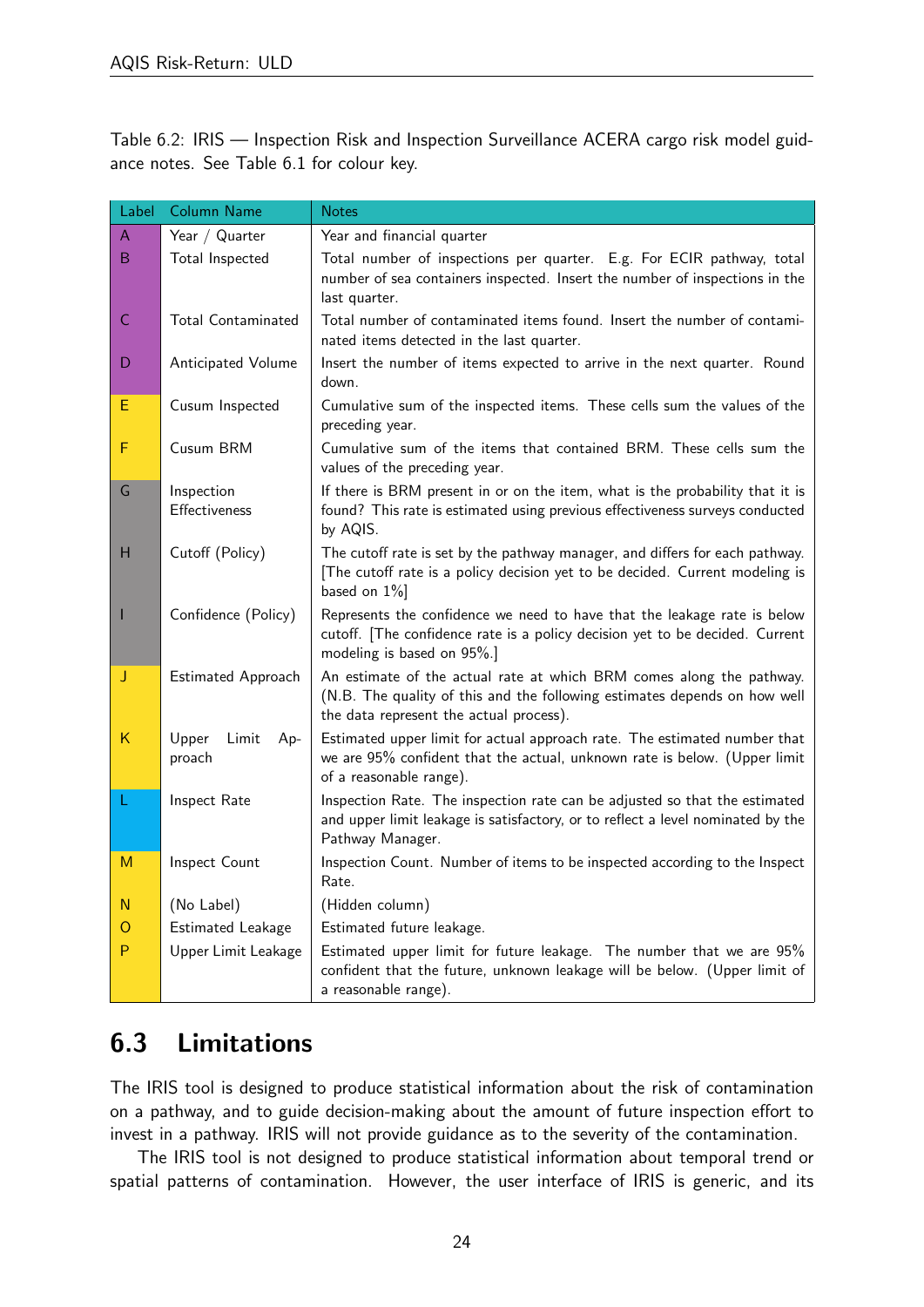Table 6.2: IRIS — Inspection Risk and Inspection Surveillance ACERA cargo risk model guidance notes. See Table 6.1 for colour key.

| Label | Column Name | Notes |
|---|---|---|
| A | Year / Quarter | Year and financial quarter |
| B | Total Inspected | Total number of inspections per quarter. E.g. For ECIR pathway, total number of sea containers inspected. Insert the number of inspections in the last quarter. |
| C | Total Contaminated | Total number of contaminated items found. Insert the number of contaminated items detected in the last quarter. |
| D | Anticipated Volume | Insert the number of items expected to arrive in the next quarter. Round down. |
| E | Cusum Inspected | Cumulative sum of the inspected items. These cells sum the values of the preceding year. |
| F | Cusum BRM | Cumulative sum of the items that contained BRM. These cells sum the values of the preceding year. |
| G | Inspection Effectiveness | If there is BRM present in or on the item, what is the probability that it is found? This rate is estimated using previous effectiveness surveys conducted by AQIS. |
| H | Cutoff (Policy) | The cutoff rate is set by the pathway manager, and differs for each pathway. [The cutoff rate is a policy decision yet to be decided. Current modeling is based on 1%] |
| I | Confidence (Policy) | Represents the confidence we need to have that the leakage rate is below cutoff. [The confidence rate is a policy decision yet to be decided. Current modeling is based on 95%.] |
| J | Estimated Approach | An estimate of the actual rate at which BRM comes along the pathway. (N.B. The quality of this and the following estimates depends on how well the data represent the actual process). |
| K | Upper Limit Approach | Estimated upper limit for actual approach rate. The estimated number that we are 95% confident that the actual, unknown rate is below. (Upper limit of a reasonable range). |
| L | Inspect Rate | Inspection Rate. The inspection rate can be adjusted so that the estimated and upper limit leakage is satisfactory, or to reflect a level nominated by the Pathway Manager. |
| M | Inspect Count | Inspection Count. Number of items to be inspected according to the Inspect Rate. |
| N | (No Label) | (Hidden column) |
| O | Estimated Leakage | Estimated future leakage. |
| P | Upper Limit Leakage | Estimated upper limit for future leakage. The number that we are 95% confident that the future, unknown leakage will be below. (Upper limit of a reasonable range). |

## 6.3 Limitations

The IRIS tool is designed to produce statistical information about the risk of contamination on a pathway, and to guide decision-making about the amount of future inspection effort to invest in a pathway. IRIS will not provide guidance as to the severity of the contamination.

The IRIS tool is not designed to produce statistical information about temporal trend or spatial patterns of contamination. However, the user interface of IRIS is generic, and its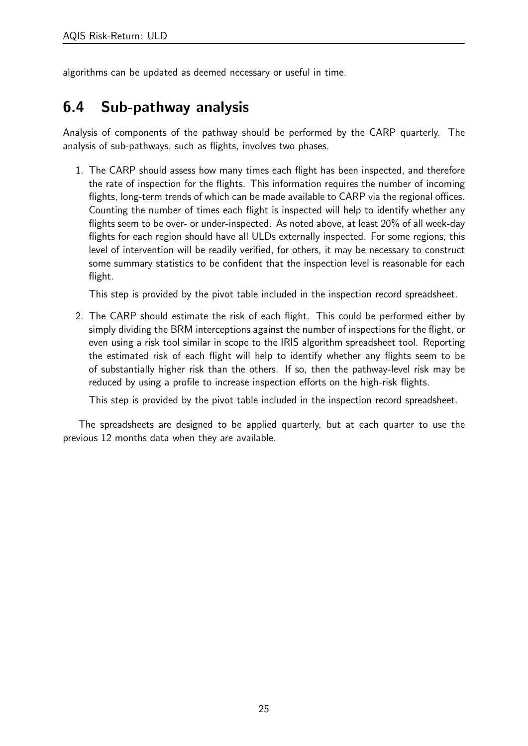algorithms can be updated as deemed necessary or useful in time.

## 6.4 Sub-pathway analysis

Analysis of components of the pathway should be performed by the CARP quarterly. The analysis of sub-pathways, such as flights, involves two phases.

1. The CARP should assess how many times each flight has been inspected, and therefore the rate of inspection for the flights. This information requires the number of incoming flights, long-term trends of which can be made available to CARP via the regional offices. Counting the number of times each flight is inspected will help to identify whether any flights seem to be over- or under-inspected. As noted above, at least 20% of all week-day flights for each region should have all ULDs externally inspected. For some regions, this level of intervention will be readily verified, for others, it may be necessary to construct some summary statistics to be confident that the inspection level is reasonable for each flight.

   This step is provided by the pivot table included in the inspection record spreadsheet.

2. The CARP should estimate the risk of each flight. This could be performed either by simply dividing the BRM interceptions against the number of inspections for the flight, or even using a risk tool similar in scope to the IRIS algorithm spreadsheet tool. Reporting the estimated risk of each flight will help to identify whether any flights seem to be of substantially higher risk than the others. If so, then the pathway-level risk may be reduced by using a profile to increase inspection efforts on the high-risk flights.

   This step is provided by the pivot table included in the inspection record spreadsheet.

The spreadsheets are designed to be applied quarterly, but at each quarter to use the previous 12 months data when they are available.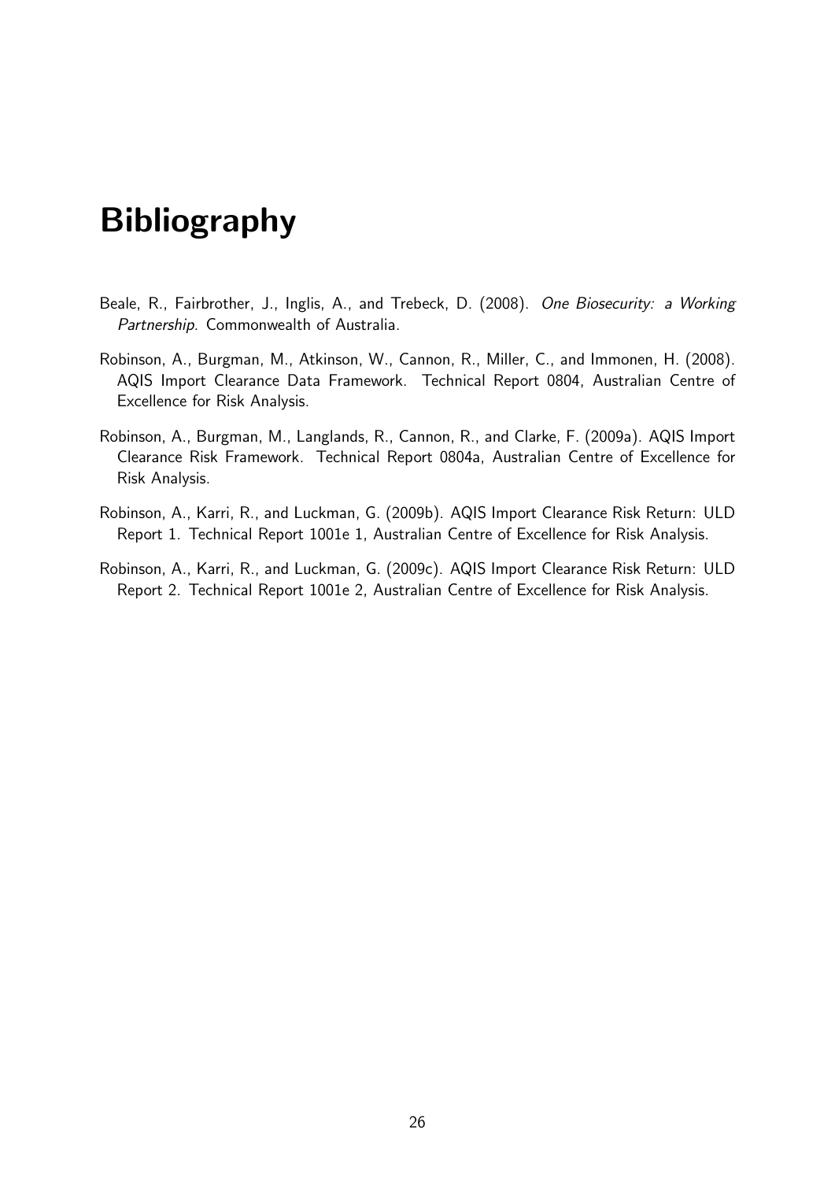# Bibliography

Beale, R., Fairbrother, J., Inglis, A., and Trebeck, D. (2008). *One Biosecurity: a Working Partnership*. Commonwealth of Australia.

Robinson, A., Burgman, M., Atkinson, W., Cannon, R., Miller, C., and Immonen, H. (2008). AQIS Import Clearance Data Framework. Technical Report 0804, Australian Centre of Excellence for Risk Analysis.

Robinson, A., Burgman, M., Langlands, R., Cannon, R., and Clarke, F. (2009a). AQIS Import Clearance Risk Framework. Technical Report 0804a, Australian Centre of Excellence for Risk Analysis.

Robinson, A., Karri, R., and Luckman, G. (2009b). AQIS Import Clearance Risk Return: ULD Report 1. Technical Report 1001e 1, Australian Centre of Excellence for Risk Analysis.

Robinson, A., Karri, R., and Luckman, G. (2009c). AQIS Import Clearance Risk Return: ULD Report 2. Technical Report 1001e 2, Australian Centre of Excellence for Risk Analysis.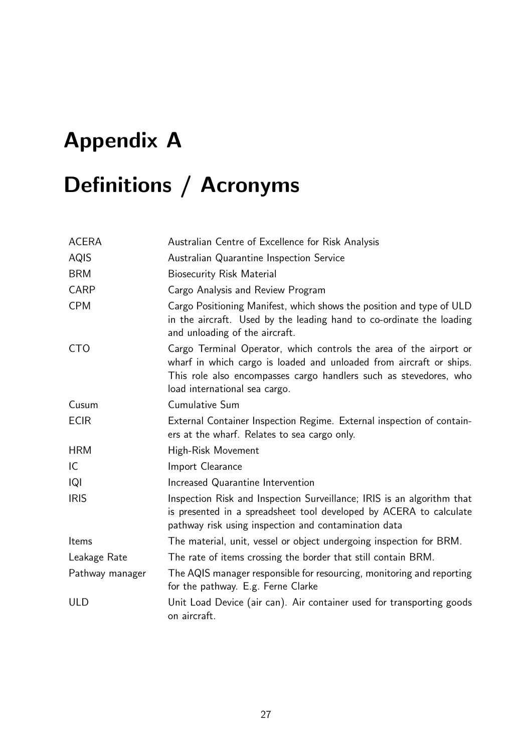# Appendix A

# Definitions / Acronyms

| | |
|---|---|
| ACERA | Australian Centre of Excellence for Risk Analysis |
| AQIS | Australian Quarantine Inspection Service |
| BRM | Biosecurity Risk Material |
| CARP | Cargo Analysis and Review Program |
| CPM | Cargo Positioning Manifest, which shows the position and type of ULD in the aircraft. Used by the leading hand to co-ordinate the loading and unloading of the aircraft. |
| CTO | Cargo Terminal Operator, which controls the area of the airport or wharf in which cargo is loaded and unloaded from aircraft or ships. This role also encompasses cargo handlers such as stevedores, who load international sea cargo. |
| Cusum | Cumulative Sum |
| ECIR | External Container Inspection Regime. External inspection of containers at the wharf. Relates to sea cargo only. |
| HRM | High-Risk Movement |
| IC | Import Clearance |
| IQI | Increased Quarantine Intervention |
| IRIS | Inspection Risk and Inspection Surveillance; IRIS is an algorithm that is presented in a spreadsheet tool developed by ACERA to calculate pathway risk using inspection and contamination data |
| Items | The material, unit, vessel or object undergoing inspection for BRM. |
| Leakage Rate | The rate of items crossing the border that still contain BRM. |
| Pathway manager | The AQIS manager responsible for resourcing, monitoring and reporting for the pathway. E.g. Ferne Clarke |
| ULD | Unit Load Device (air can). Air container used for transporting goods on aircraft. |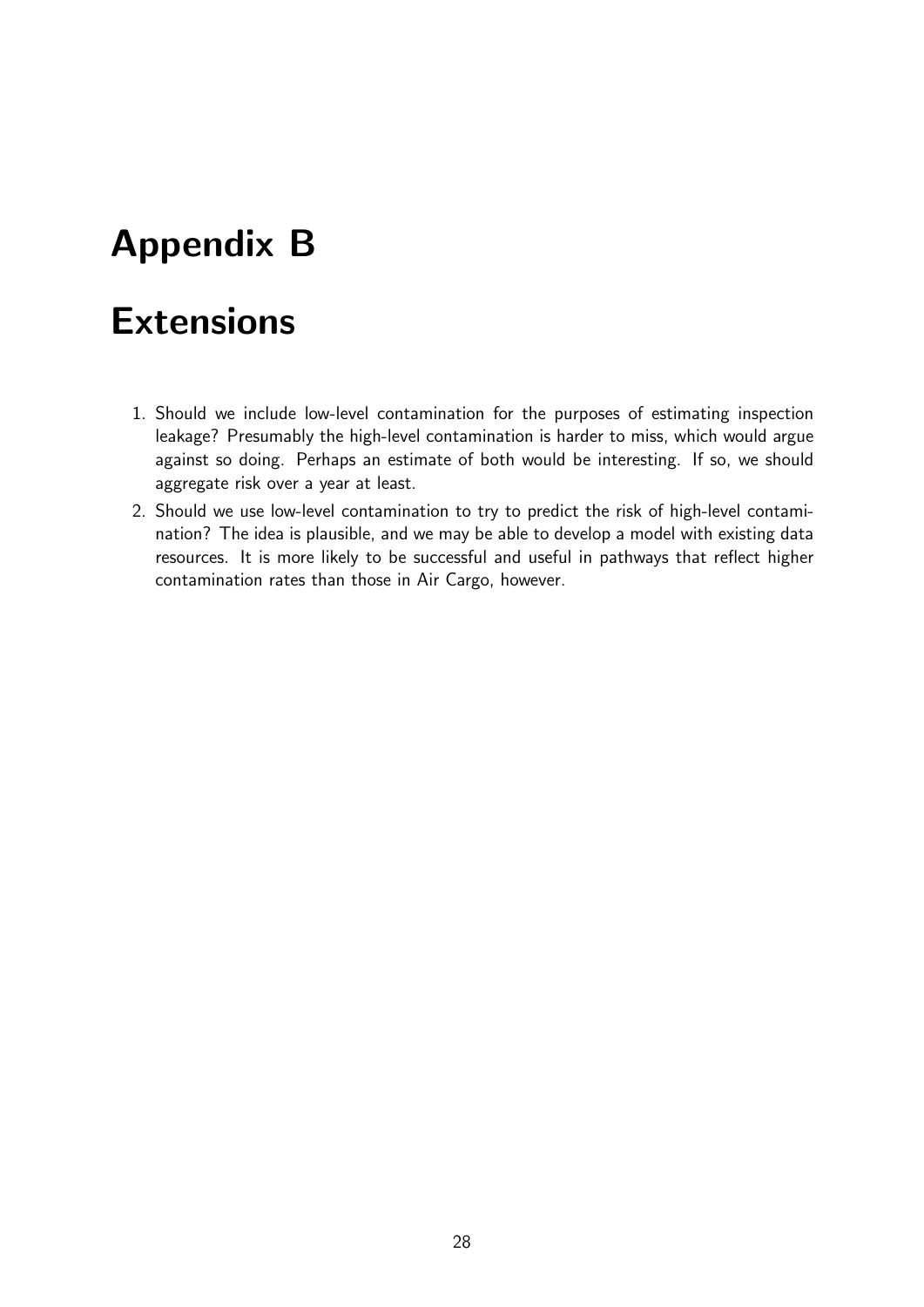# Appendix B

# Extensions

1. Should we include low-level contamination for the purposes of estimating inspection leakage? Presumably the high-level contamination is harder to miss, which would argue against so doing. Perhaps an estimate of both would be interesting. If so, we should aggregate risk over a year at least.
2. Should we use low-level contamination to try to predict the risk of high-level contamination? The idea is plausible, and we may be able to develop a model with existing data resources. It is more likely to be successful and useful in pathways that reflect higher contamination rates than those in Air Cargo, however.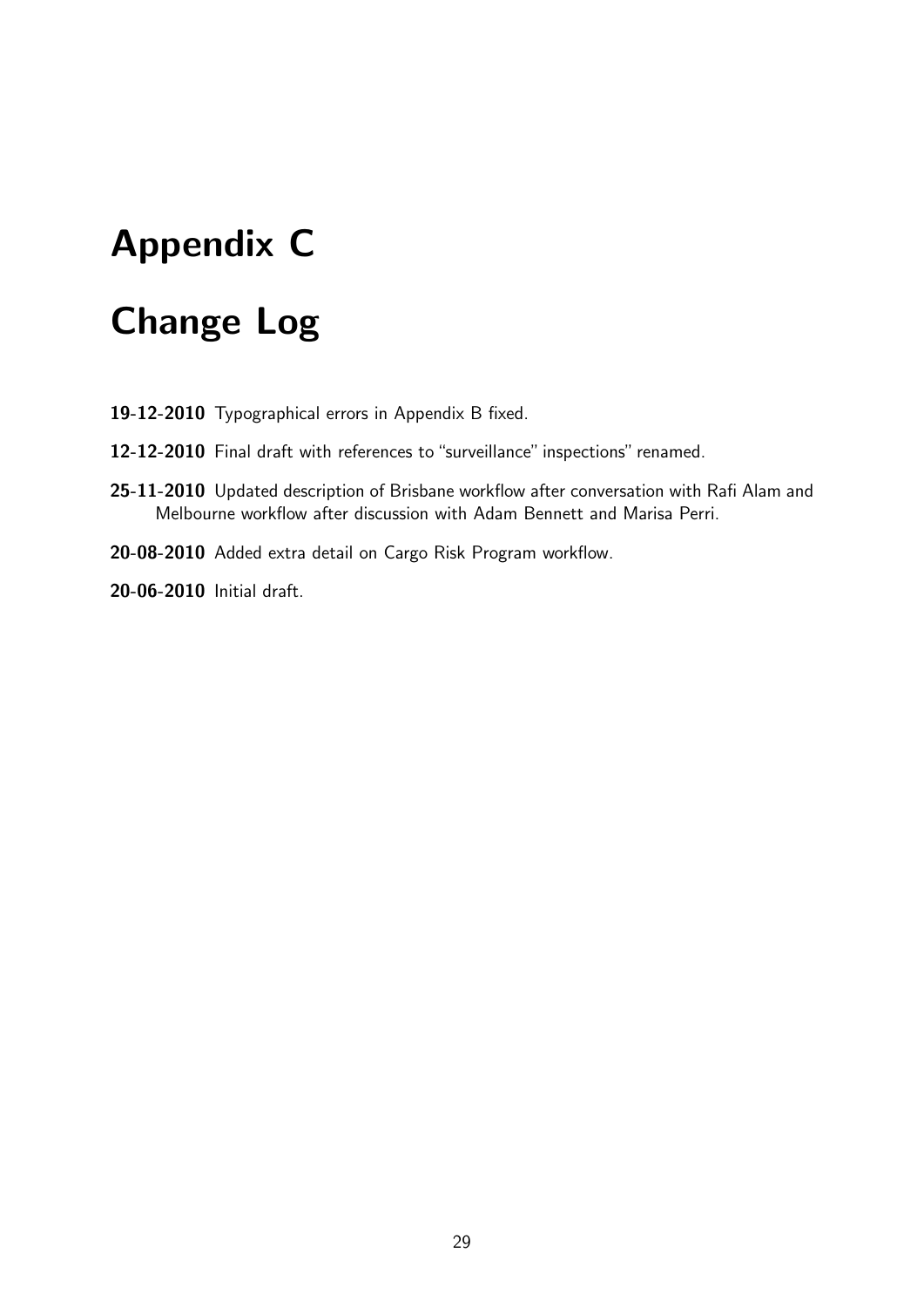# Appendix C

# Change Log

**19-12-2010** Typographical errors in Appendix B fixed.

**12-12-2010** Final draft with references to "surveillance" inspections" renamed.

**25-11-2010** Updated description of Brisbane workflow after conversation with Rafi Alam and Melbourne workflow after discussion with Adam Bennett and Marisa Perri.

**20-08-2010** Added extra detail on Cargo Risk Program workflow.

**20-06-2010** Initial draft.